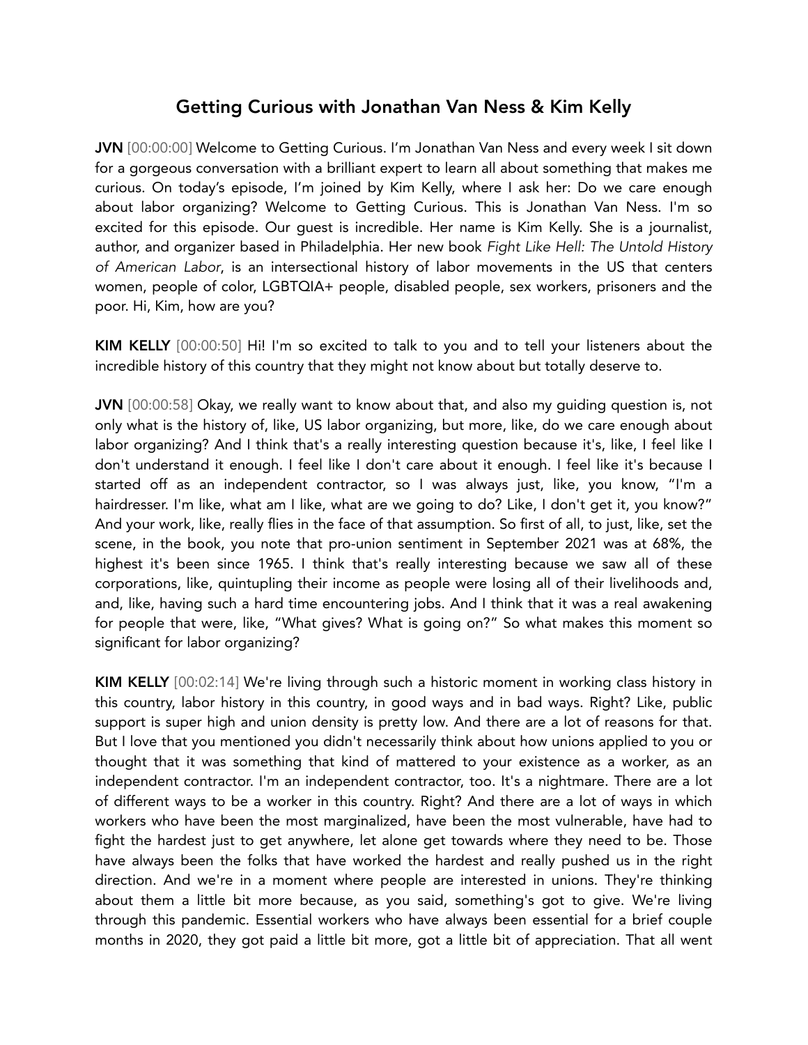# Getting Curious with Jonathan Van Ness & Kim Kelly

**JVN** [00:00:00] Welcome to Getting Curious. I'm Jonathan Van Ness and every week I sit down for a gorgeous conversation with a brilliant expert to learn all about something that makes me curious. On today's episode, I'm joined by Kim Kelly, where I ask her: Do we care enough about labor organizing? Welcome to Getting Curious. This is Jonathan Van Ness. I'm so excited for this episode. Our guest is incredible. Her name is Kim Kelly. She is a journalist, author, and organizer based in Philadelphia. Her new book *Fight Like Hell: The Untold History of American Labor*, is an intersectional history of labor movements in the US that centers women, people of color, LGBTQIA+ people, disabled people, sex workers, prisoners and the poor. Hi, Kim, how are you?

**KIM KELLY** [00:00:50] Hi! I'm so excited to talk to you and to tell your listeners about the incredible history of this country that they might not know about but totally deserve to.

**JVN** [00:00:58] Okay, we really want to know about that, and also my guiding question is, not only what is the history of, like, US labor organizing, but more, like, do we care enough about labor organizing? And I think that's a really interesting question because it's, like, I feel like I don't understand it enough. I feel like I don't care about it enough. I feel like it's because I started off as an independent contractor, so I was always just, like, you know, "I'm a hairdresser. I'm like, what am I like, what are we going to do? Like, I don't get it, you know?" And your work, like, really flies in the face of that assumption. So first of all, to just, like, set the scene, in the book, you note that pro-union sentiment in September 2021 was at 68%, the highest it's been since 1965. I think that's really interesting because we saw all of these corporations, like, quintupling their income as people were losing all of their livelihoods and, and, like, having such a hard time encountering jobs. And I think that it was a real awakening for people that were, like, "What gives? What is going on?" So what makes this moment so significant for labor organizing?

**KIM KELLY** [00:02:14] We're living through such a historic moment in working class history in this country, labor history in this country, in good ways and in bad ways. Right? Like, public support is super high and union density is pretty low. And there are a lot of reasons for that. But I love that you mentioned you didn't necessarily think about how unions applied to you or thought that it was something that kind of mattered to your existence as a worker, as an independent contractor. I'm an independent contractor, too. It's a nightmare. There are a lot of different ways to be a worker in this country. Right? And there are a lot of ways in which workers who have been the most marginalized, have been the most vulnerable, have had to fight the hardest just to get anywhere, let alone get towards where they need to be. Those have always been the folks that have worked the hardest and really pushed us in the right direction. And we're in a moment where people are interested in unions. They're thinking about them a little bit more because, as you said, something's got to give. We're living through this pandemic. Essential workers who have always been essential for a brief couple months in 2020, they got paid a little bit more, got a little bit of appreciation. That all went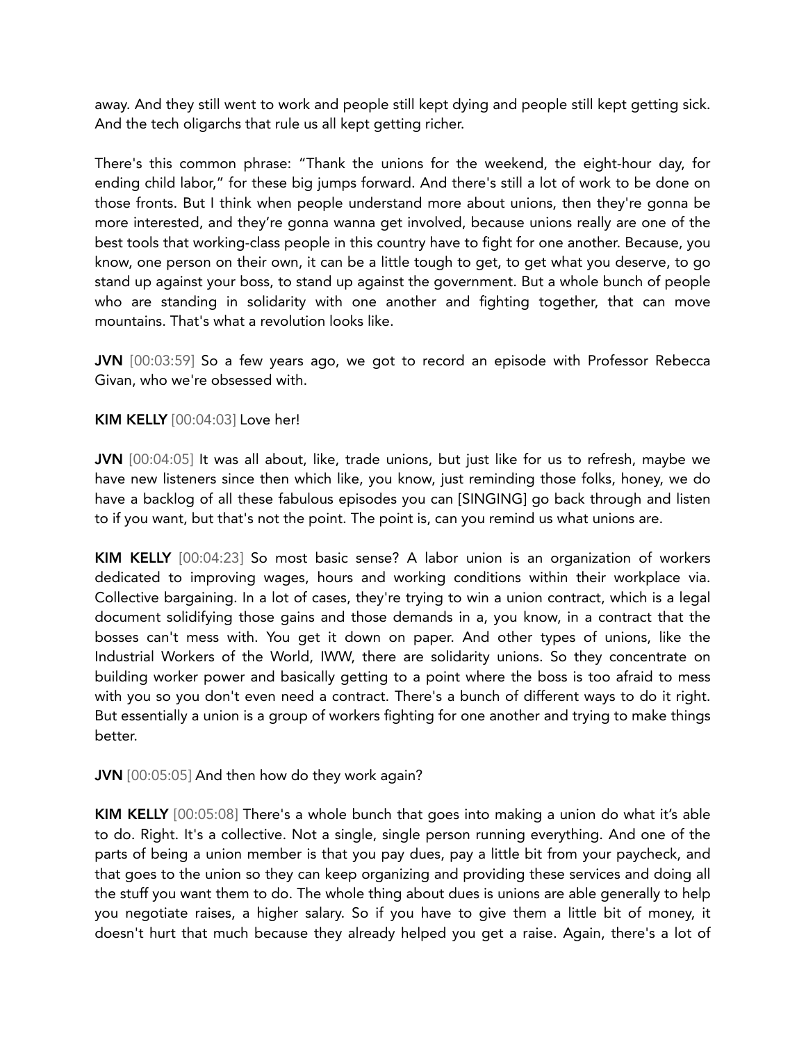away. And they still went to work and people still kept dying and people still kept getting sick. And the tech oligarchs that rule us all kept getting richer.

There's this common phrase: "Thank the unions for the weekend, the eight-hour day, for ending child labor," for these big jumps forward. And there's still a lot of work to be done on those fronts. But I think when people understand more about unions, then they're gonna be more interested, and they're gonna wanna get involved, because unions really are one of the best tools that working-class people in this country have to fight for one another. Because, you know, one person on their own, it can be a little tough to get, to get what you deserve, to go stand up against your boss, to stand up against the government. But a whole bunch of people who are standing in solidarity with one another and fighting together, that can move mountains. That's what a revolution looks like.

**JVN** [00:03:59] So a few years ago, we got to record an episode with Professor Rebecca Givan, who we're obsessed with.

**KIM KELLY** [00:04:03] Love her!

**JVN** [00:04:05] It was all about, like, trade unions, but just like for us to refresh, maybe we have new listeners since then which like, you know, just reminding those folks, honey, we do have a backlog of all these fabulous episodes you can [SINGING] go back through and listen to if you want, but that's not the point. The point is, can you remind us what unions are.

**KIM KELLY** [00:04:23] So most basic sense? A labor union is an organization of workers dedicated to improving wages, hours and working conditions within their workplace via. Collective bargaining. In a lot of cases, they're trying to win a union contract, which is a legal document solidifying those gains and those demands in a, you know, in a contract that the bosses can't mess with. You get it down on paper. And other types of unions, like the Industrial Workers of the World, IWW, there are solidarity unions. So they concentrate on building worker power and basically getting to a point where the boss is too afraid to mess with you so you don't even need a contract. There's a bunch of different ways to do it right. But essentially a union is a group of workers fighting for one another and trying to make things better.

**JVN** [00:05:05] And then how do they work again?

**KIM KELLY** [00:05:08] There's a whole bunch that goes into making a union do what it's able to do. Right. It's a collective. Not a single, single person running everything. And one of the parts of being a union member is that you pay dues, pay a little bit from your paycheck, and that goes to the union so they can keep organizing and providing these services and doing all the stuff you want them to do. The whole thing about dues is unions are able generally to help you negotiate raises, a higher salary. So if you have to give them a little bit of money, it doesn't hurt that much because they already helped you get a raise. Again, there's a lot of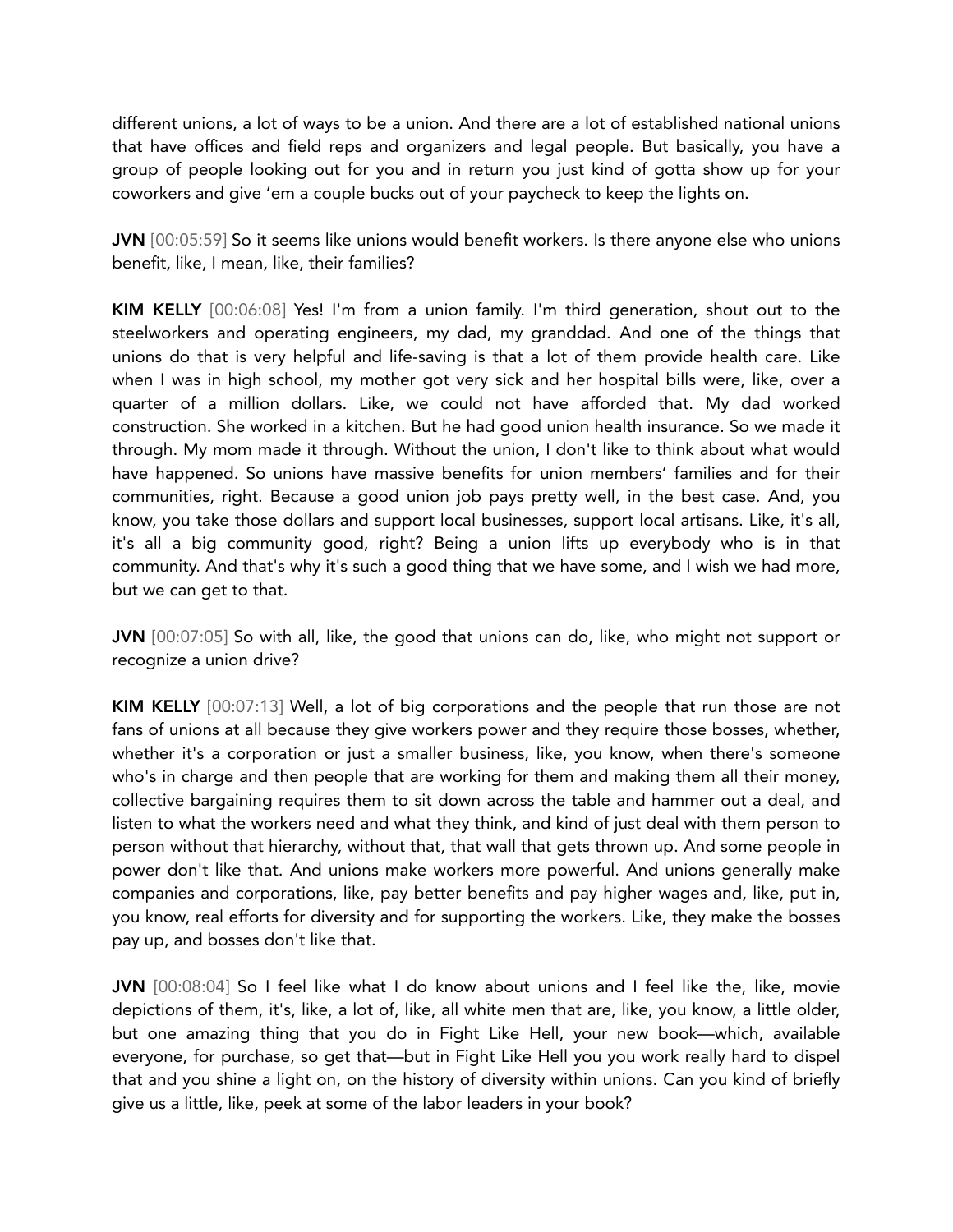different unions, a lot of ways to be a union. And there are a lot of established national unions that have offices and field reps and organizers and legal people. But basically, you have a group of people looking out for you and in return you just kind of gotta show up for your coworkers and give 'em a couple bucks out of your paycheck to keep the lights on.

**JVN** [00:05:59] So it seems like unions would benefit workers. Is there anyone else who unions benefit, like, I mean, like, their families?

**KIM KELLY** [00:06:08] Yes! I'm from a union family. I'm third generation, shout out to the steelworkers and operating engineers, my dad, my granddad. And one of the things that unions do that is very helpful and life-saving is that a lot of them provide health care. Like when I was in high school, my mother got very sick and her hospital bills were, like, over a quarter of a million dollars. Like, we could not have afforded that. My dad worked construction. She worked in a kitchen. But he had good union health insurance. So we made it through. My mom made it through. Without the union, I don't like to think about what would have happened. So unions have massive benefits for union members' families and for their communities, right. Because a good union job pays pretty well, in the best case. And, you know, you take those dollars and support local businesses, support local artisans. Like, it's all, it's all a big community good, right? Being a union lifts up everybody who is in that community. And that's why it's such a good thing that we have some, and I wish we had more, but we can get to that.

**JVN** [00:07:05] So with all, like, the good that unions can do, like, who might not support or recognize a union drive?

**KIM KELLY** [00:07:13] Well, a lot of big corporations and the people that run those are not fans of unions at all because they give workers power and they require those bosses, whether, whether it's a corporation or just a smaller business, like, you know, when there's someone who's in charge and then people that are working for them and making them all their money, collective bargaining requires them to sit down across the table and hammer out a deal, and listen to what the workers need and what they think, and kind of just deal with them person to person without that hierarchy, without that, that wall that gets thrown up. And some people in power don't like that. And unions make workers more powerful. And unions generally make companies and corporations, like, pay better benefits and pay higher wages and, like, put in, you know, real efforts for diversity and for supporting the workers. Like, they make the bosses pay up, and bosses don't like that.

**JVN** [00:08:04] So I feel like what I do know about unions and I feel like the, like, movie depictions of them, it's, like, a lot of, like, all white men that are, like, you know, a little older, but one amazing thing that you do in Fight Like Hell, your new book—which, available everyone, for purchase, so get that—but in Fight Like Hell you you work really hard to dispel that and you shine a light on, on the history of diversity within unions. Can you kind of briefly give us a little, like, peek at some of the labor leaders in your book?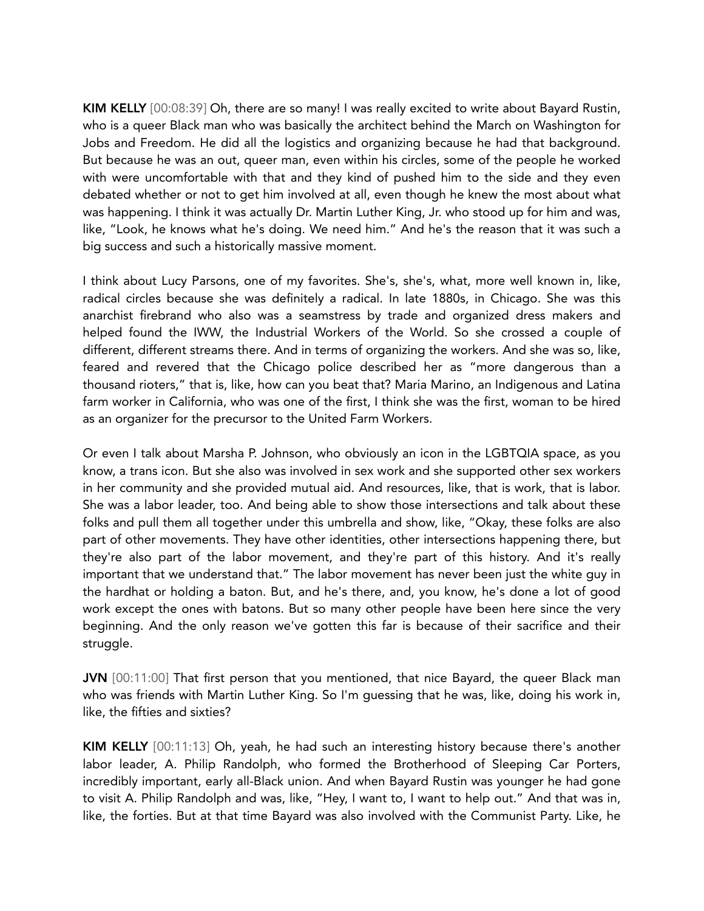**KIM KELLY** [00:08:39] Oh, there are so many! I was really excited to write about Bayard Rustin, who is a queer Black man who was basically the architect behind the March on Washington for Jobs and Freedom. He did all the logistics and organizing because he had that background. But because he was an out, queer man, even within his circles, some of the people he worked with were uncomfortable with that and they kind of pushed him to the side and they even debated whether or not to get him involved at all, even though he knew the most about what was happening. I think it was actually Dr. Martin Luther King, Jr. who stood up for him and was, like, "Look, he knows what he's doing. We need him." And he's the reason that it was such a big success and such a historically massive moment.

I think about Lucy Parsons, one of my favorites. She's, she's, what, more well known in, like, radical circles because she was definitely a radical. In late 1880s, in Chicago. She was this anarchist firebrand who also was a seamstress by trade and organized dress makers and helped found the IWW, the Industrial Workers of the World. So she crossed a couple of different, different streams there. And in terms of organizing the workers. And she was so, like, feared and revered that the Chicago police described her as "more dangerous than a thousand rioters," that is, like, how can you beat that? Maria Marino, an Indigenous and Latina farm worker in California, who was one of the first, I think she was the first, woman to be hired as an organizer for the precursor to the United Farm Workers.

Or even I talk about Marsha P. Johnson, who obviously an icon in the LGBTQIA space, as you know, a trans icon. But she also was involved in sex work and she supported other sex workers in her community and she provided mutual aid. And resources, like, that is work, that is labor. She was a labor leader, too. And being able to show those intersections and talk about these folks and pull them all together under this umbrella and show, like, "Okay, these folks are also part of other movements. They have other identities, other intersections happening there, but they're also part of the labor movement, and they're part of this history. And it's really important that we understand that." The labor movement has never been just the white guy in the hardhat or holding a baton. But, and he's there, and, you know, he's done a lot of good work except the ones with batons. But so many other people have been here since the very beginning. And the only reason we've gotten this far is because of their sacrifice and their struggle.

**JVN** [00:11:00] That first person that you mentioned, that nice Bayard, the queer Black man who was friends with Martin Luther King. So I'm guessing that he was, like, doing his work in, like, the fifties and sixties?

**KIM KELLY** [00:11:13] Oh, yeah, he had such an interesting history because there's another labor leader, A. Philip Randolph, who formed the Brotherhood of Sleeping Car Porters, incredibly important, early all-Black union. And when Bayard Rustin was younger he had gone to visit A. Philip Randolph and was, like, "Hey, I want to, I want to help out." And that was in, like, the forties. But at that time Bayard was also involved with the Communist Party. Like, he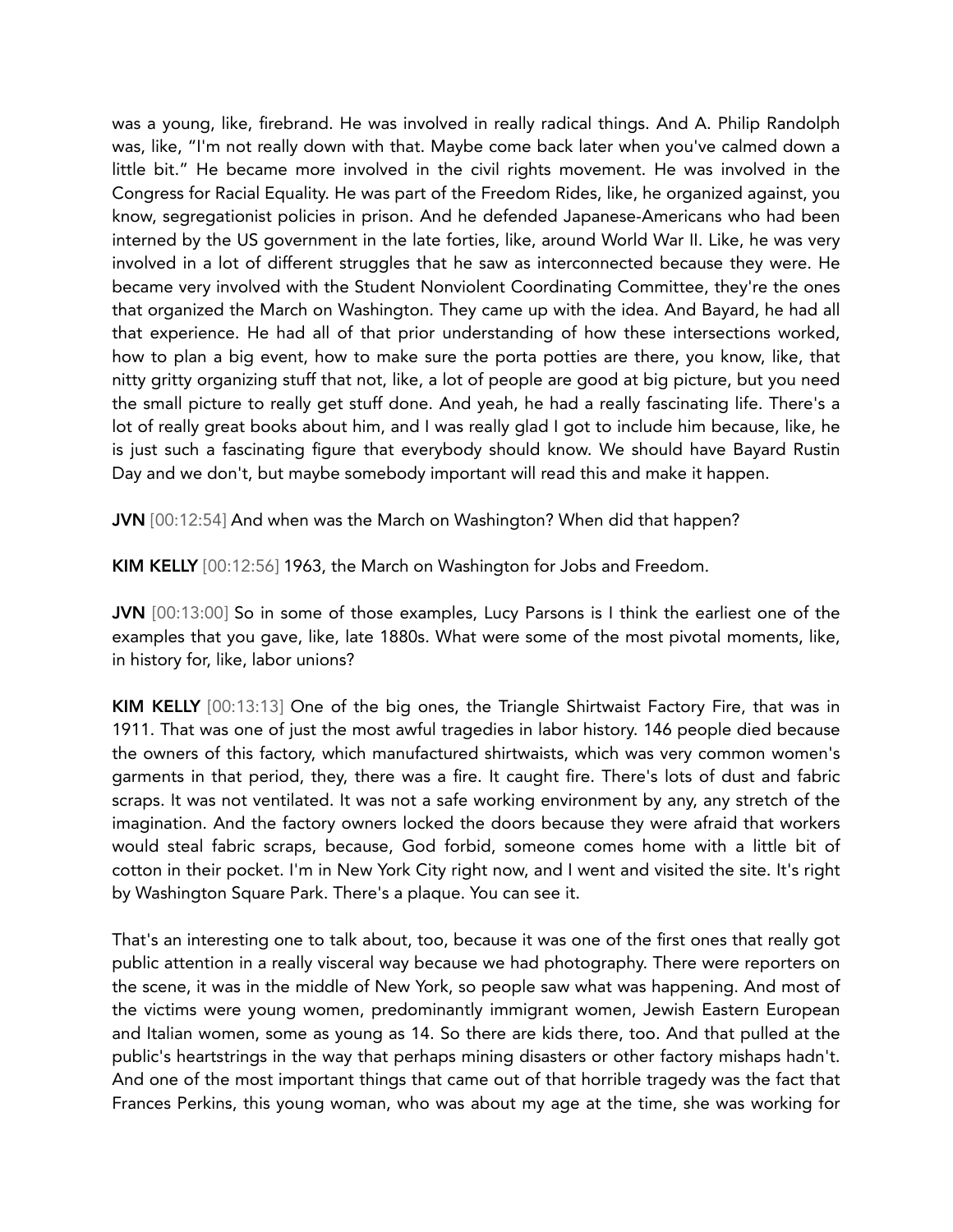was a young, like, firebrand. He was involved in really radical things. And A. Philip Randolph was, like, "I'm not really down with that. Maybe come back later when you've calmed down a little bit." He became more involved in the civil rights movement. He was involved in the Congress for Racial Equality. He was part of the Freedom Rides, like, he organized against, you know, segregationist policies in prison. And he defended Japanese-Americans who had been interned by the US government in the late forties, like, around World War II. Like, he was very involved in a lot of different struggles that he saw as interconnected because they were. He became very involved with the Student Nonviolent Coordinating Committee, they're the ones that organized the March on Washington. They came up with the idea. And Bayard, he had all that experience. He had all of that prior understanding of how these intersections worked, how to plan a big event, how to make sure the porta potties are there, you know, like, that nitty gritty organizing stuff that not, like, a lot of people are good at big picture, but you need the small picture to really get stuff done. And yeah, he had a really fascinating life. There's a lot of really great books about him, and I was really glad I got to include him because, like, he is just such a fascinating figure that everybody should know. We should have Bayard Rustin Day and we don't, but maybe somebody important will read this and make it happen.

**JVN** [00:12:54] And when was the March on Washington? When did that happen?

**KIM KELLY** [00:12:56] 1963, the March on Washington for Jobs and Freedom.

**JVN** [00:13:00] So in some of those examples, Lucy Parsons is I think the earliest one of the examples that you gave, like, late 1880s. What were some of the most pivotal moments, like, in history for, like, labor unions?

**KIM KELLY** [00:13:13] One of the big ones, the Triangle Shirtwaist Factory Fire, that was in 1911. That was one of just the most awful tragedies in labor history. 146 people died because the owners of this factory, which manufactured shirtwaists, which was very common women's garments in that period, they, there was a fire. It caught fire. There's lots of dust and fabric scraps. It was not ventilated. It was not a safe working environment by any, any stretch of the imagination. And the factory owners locked the doors because they were afraid that workers would steal fabric scraps, because, God forbid, someone comes home with a little bit of cotton in their pocket. I'm in New York City right now, and I went and visited the site. It's right by Washington Square Park. There's a plaque. You can see it.

That's an interesting one to talk about, too, because it was one of the first ones that really got public attention in a really visceral way because we had photography. There were reporters on the scene, it was in the middle of New York, so people saw what was happening. And most of the victims were young women, predominantly immigrant women, Jewish Eastern European and Italian women, some as young as 14. So there are kids there, too. And that pulled at the public's heartstrings in the way that perhaps mining disasters or other factory mishaps hadn't. And one of the most important things that came out of that horrible tragedy was the fact that Frances Perkins, this young woman, who was about my age at the time, she was working for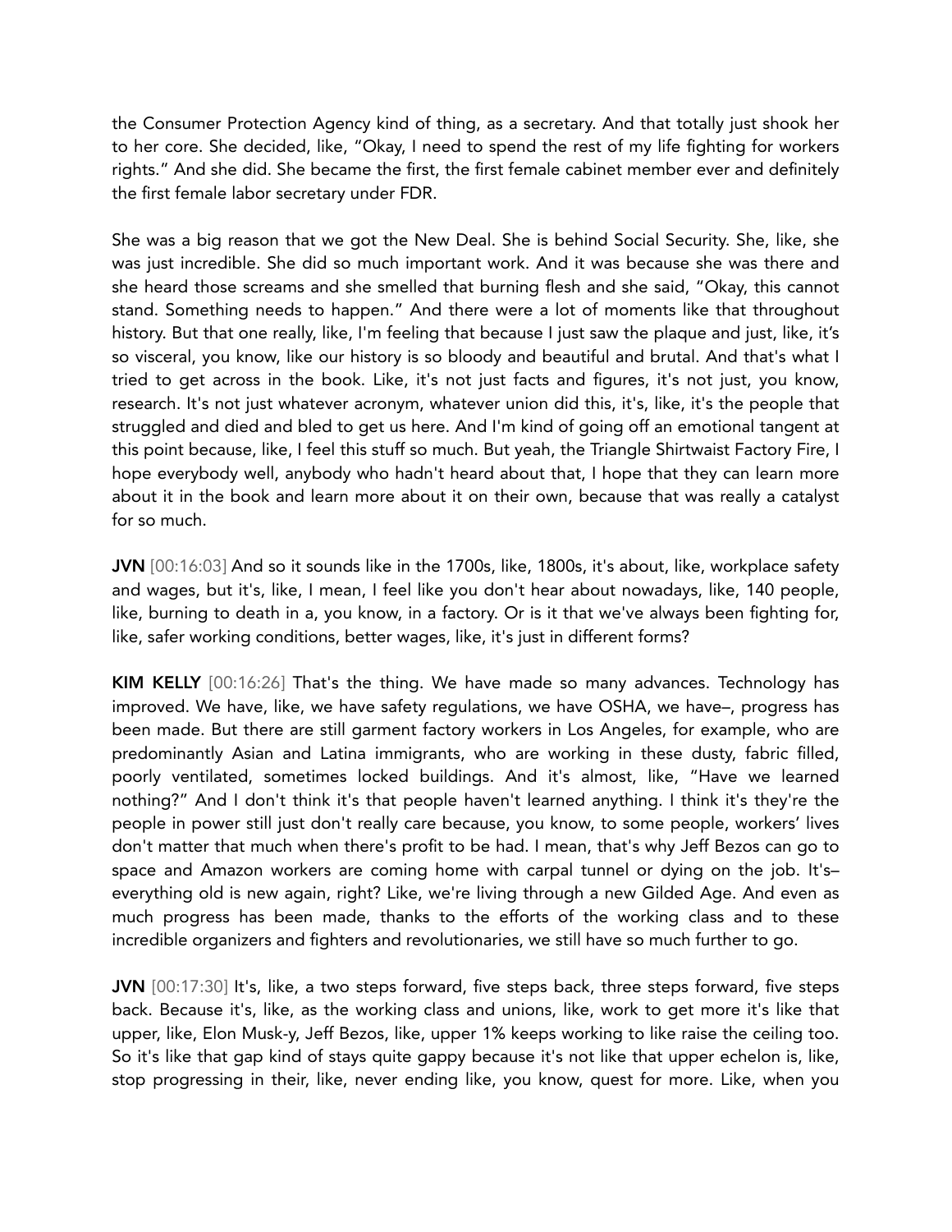the Consumer Protection Agency kind of thing, as a secretary. And that totally just shook her to her core. She decided, like, "Okay, I need to spend the rest of my life fighting for workers rights." And she did. She became the first, the first female cabinet member ever and definitely the first female labor secretary under FDR.

She was a big reason that we got the New Deal. She is behind Social Security. She, like, she was just incredible. She did so much important work. And it was because she was there and she heard those screams and she smelled that burning flesh and she said, "Okay, this cannot stand. Something needs to happen." And there were a lot of moments like that throughout history. But that one really, like, I'm feeling that because I just saw the plaque and just, like, it's so visceral, you know, like our history is so bloody and beautiful and brutal. And that's what I tried to get across in the book. Like, it's not just facts and figures, it's not just, you know, research. It's not just whatever acronym, whatever union did this, it's, like, it's the people that struggled and died and bled to get us here. And I'm kind of going off an emotional tangent at this point because, like, I feel this stuff so much. But yeah, the Triangle Shirtwaist Factory Fire, I hope everybody well, anybody who hadn't heard about that, I hope that they can learn more about it in the book and learn more about it on their own, because that was really a catalyst for so much.

**JVN** [00:16:03] And so it sounds like in the 1700s, like, 1800s, it's about, like, workplace safety and wages, but it's, like, I mean, I feel like you don't hear about nowadays, like, 140 people, like, burning to death in a, you know, in a factory. Or is it that we've always been fighting for, like, safer working conditions, better wages, like, it's just in different forms?

**KIM KELLY** [00:16:26] That's the thing. We have made so many advances. Technology has improved. We have, like, we have safety regulations, we have OSHA, we have–, progress has been made. But there are still garment factory workers in Los Angeles, for example, who are predominantly Asian and Latina immigrants, who are working in these dusty, fabric filled, poorly ventilated, sometimes locked buildings. And it's almost, like, "Have we learned nothing?" And I don't think it's that people haven't learned anything. I think it's they're the people in power still just don't really care because, you know, to some people, workers' lives don't matter that much when there's profit to be had. I mean, that's why Jeff Bezos can go to space and Amazon workers are coming home with carpal tunnel or dying on the job. It's– everything old is new again, right? Like, we're living through a new Gilded Age. And even as much progress has been made, thanks to the efforts of the working class and to these incredible organizers and fighters and revolutionaries, we still have so much further to go.

**JVN** [00:17:30] It's, like, a two steps forward, five steps back, three steps forward, five steps back. Because it's, like, as the working class and unions, like, work to get more it's like that upper, like, Elon Musk-y, Jeff Bezos, like, upper 1% keeps working to like raise the ceiling too. So it's like that gap kind of stays quite gappy because it's not like that upper echelon is, like, stop progressing in their, like, never ending like, you know, quest for more. Like, when you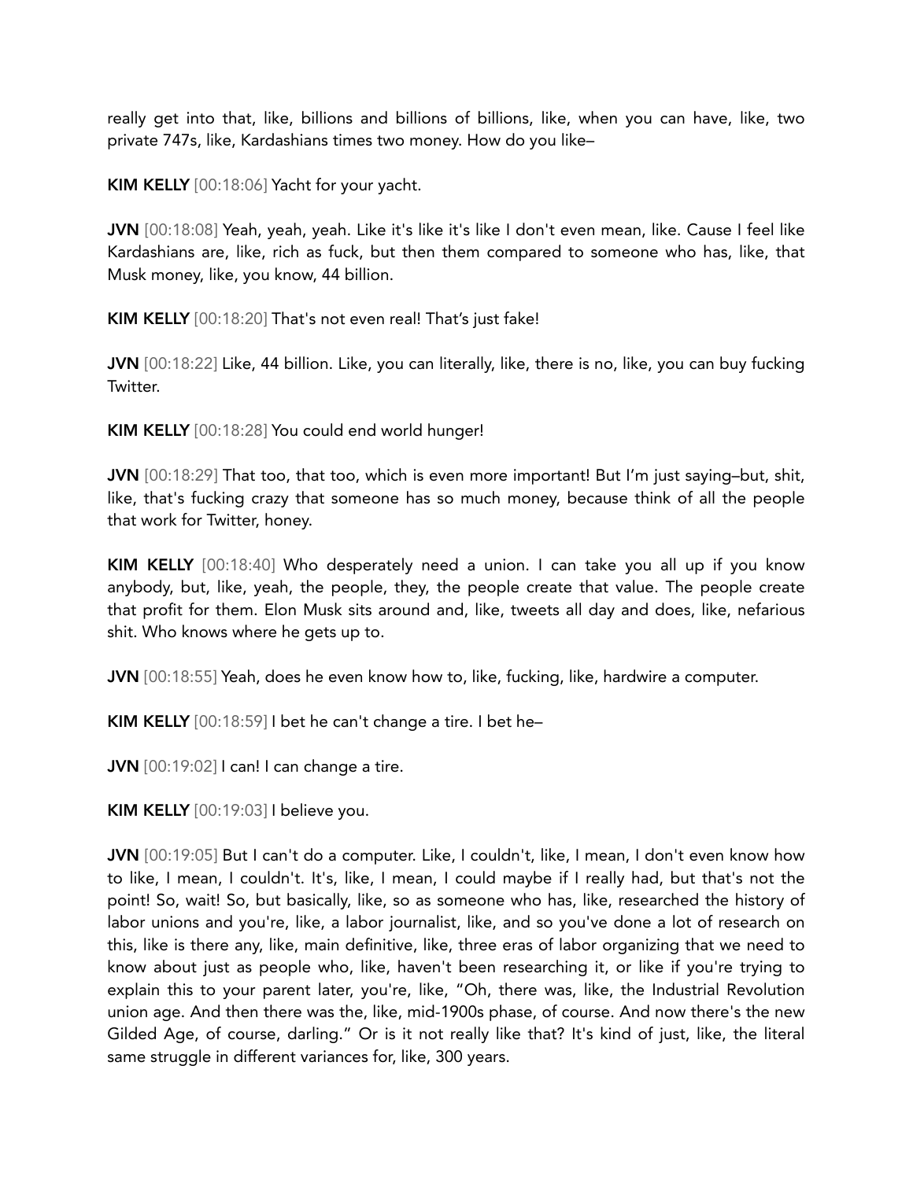really get into that, like, billions and billions of billions, like, when you can have, like, two private 747s, like, Kardashians times two money. How do you like–

**KIM KELLY** [00:18:06] Yacht for your yacht.

**JVN** [00:18:08] Yeah, yeah, yeah. Like it's like it's like I don't even mean, like. Cause I feel like Kardashians are, like, rich as fuck, but then them compared to someone who has, like, that Musk money, like, you know, 44 billion.

**KIM KELLY** [00:18:20] That's not even real! That's just fake!

**JVN** [00:18:22] Like, 44 billion. Like, you can literally, like, there is no, like, you can buy fucking Twitter.

**KIM KELLY** [00:18:28] You could end world hunger!

**JVN** [00:18:29] That too, that too, which is even more important! But I'm just saying–but, shit, like, that's fucking crazy that someone has so much money, because think of all the people that work for Twitter, honey.

**KIM KELLY** [00:18:40] Who desperately need a union. I can take you all up if you know anybody, but, like, yeah, the people, they, the people create that value. The people create that profit for them. Elon Musk sits around and, like, tweets all day and does, like, nefarious shit. Who knows where he gets up to.

**JVN** [00:18:55] Yeah, does he even know how to, like, fucking, like, hardwire a computer.

**KIM KELLY** [00:18:59] I bet he can't change a tire. I bet he–

**JVN** [00:19:02] I can! I can change a tire.

**KIM KELLY** [00:19:03] I believe you.

**JVN** [00:19:05] But I can't do a computer. Like, I couldn't, like, I mean, I don't even know how to like, I mean, I couldn't. It's, like, I mean, I could maybe if I really had, but that's not the point! So, wait! So, but basically, like, so as someone who has, like, researched the history of labor unions and you're, like, a labor journalist, like, and so you've done a lot of research on this, like is there any, like, main definitive, like, three eras of labor organizing that we need to know about just as people who, like, haven't been researching it, or like if you're trying to explain this to your parent later, you're, like, "Oh, there was, like, the Industrial Revolution union age. And then there was the, like, mid-1900s phase, of course. And now there's the new Gilded Age, of course, darling." Or is it not really like that? It's kind of just, like, the literal same struggle in different variances for, like, 300 years.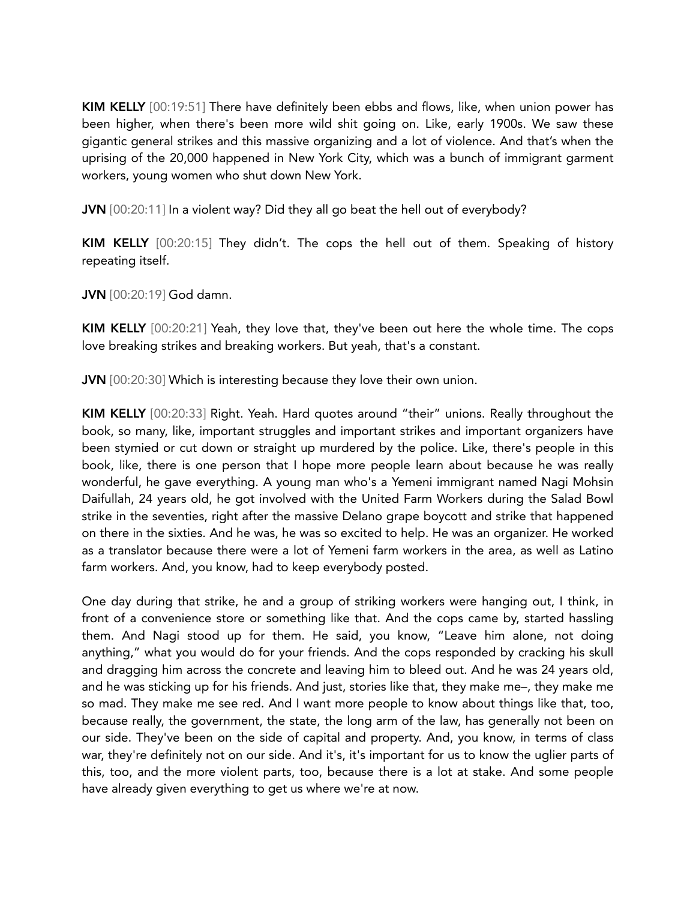**KIM KELLY** [00:19:51] There have definitely been ebbs and flows, like, when union power has been higher, when there's been more wild shit going on. Like, early 1900s. We saw these gigantic general strikes and this massive organizing and a lot of violence. And that's when the uprising of the 20,000 happened in New York City, which was a bunch of immigrant garment workers, young women who shut down New York.

**JVN** [00:20:11] In a violent way? Did they all go beat the hell out of everybody?

**KIM KELLY** [00:20:15] They didn't. The cops the hell out of them. Speaking of history repeating itself.

**JVN** [00:20:19] God damn.

**KIM KELLY** [00:20:21] Yeah, they love that, they've been out here the whole time. The cops love breaking strikes and breaking workers. But yeah, that's a constant.

**JVN** [00:20:30] Which is interesting because they love their own union.

**KIM KELLY** [00:20:33] Right. Yeah. Hard quotes around "their" unions. Really throughout the book, so many, like, important struggles and important strikes and important organizers have been stymied or cut down or straight up murdered by the police. Like, there's people in this book, like, there is one person that I hope more people learn about because he was really wonderful, he gave everything. A young man who's a Yemeni immigrant named Nagi Mohsin Daifullah, 24 years old, he got involved with the United Farm Workers during the Salad Bowl strike in the seventies, right after the massive Delano grape boycott and strike that happened on there in the sixties. And he was, he was so excited to help. He was an organizer. He worked as a translator because there were a lot of Yemeni farm workers in the area, as well as Latino farm workers. And, you know, had to keep everybody posted.

One day during that strike, he and a group of striking workers were hanging out, I think, in front of a convenience store or something like that. And the cops came by, started hassling them. And Nagi stood up for them. He said, you know, "Leave him alone, not doing anything," what you would do for your friends. And the cops responded by cracking his skull and dragging him across the concrete and leaving him to bleed out. And he was 24 years old, and he was sticking up for his friends. And just, stories like that, they make me–, they make me so mad. They make me see red. And I want more people to know about things like that, too, because really, the government, the state, the long arm of the law, has generally not been on our side. They've been on the side of capital and property. And, you know, in terms of class war, they're definitely not on our side. And it's, it's important for us to know the uglier parts of this, too, and the more violent parts, too, because there is a lot at stake. And some people have already given everything to get us where we're at now.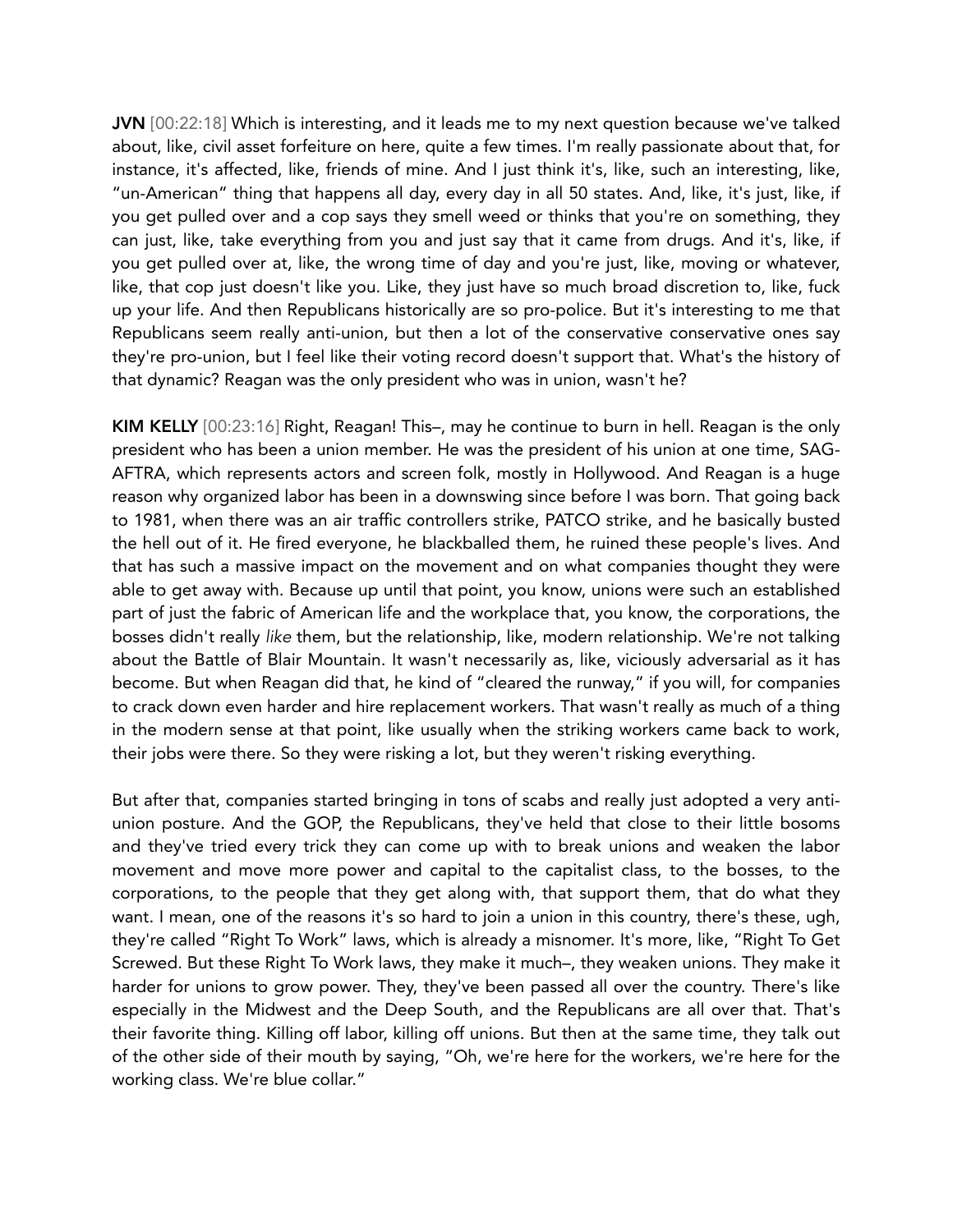**JVN** [00:22:18] Which is interesting, and it leads me to my next question because we've talked about, like, civil asset forfeiture on here, quite a few times. I'm really passionate about that, for instance, it's affected, like, friends of mine. And I just think it's, like, such an interesting, like, "un-American" thing that happens all day, every day in all 50 states. And, like, it's just, like, if you get pulled over and a cop says they smell weed or thinks that you're on something, they can just, like, take everything from you and just say that it came from drugs. And it's, like, if you get pulled over at, like, the wrong time of day and you're just, like, moving or whatever, like, that cop just doesn't like you. Like, they just have so much broad discretion to, like, fuck up your life. And then Republicans historically are so pro-police. But it's interesting to me that Republicans seem really anti-union, but then a lot of the conservative conservative ones say they're pro-union, but I feel like their voting record doesn't support that. What's the history of that dynamic? Reagan was the only president who was in union, wasn't he?

**KIM KELLY** [00:23:16] Right, Reagan! This–, may he continue to burn in hell. Reagan is the only president who has been a union member. He was the president of his union at one time, SAG-AFTRA, which represents actors and screen folk, mostly in Hollywood. And Reagan is a huge reason why organized labor has been in a downswing since before I was born. That going back to 1981, when there was an air traffic controllers strike, PATCO strike, and he basically busted the hell out of it. He fired everyone, he blackballed them, he ruined these people's lives. And that has such a massive impact on the movement and on what companies thought they were able to get away with. Because up until that point, you know, unions were such an established part of just the fabric of American life and the workplace that, you know, the corporations, the bosses didn't really *like* them, but the relationship, like, modern relationship. We're not talking about the Battle of Blair Mountain. It wasn't necessarily as, like, viciously adversarial as it has become. But when Reagan did that, he kind of "cleared the runway," if you will, for companies to crack down even harder and hire replacement workers. That wasn't really as much of a thing in the modern sense at that point, like usually when the striking workers came back to work, their jobs were there. So they were risking a lot, but they weren't risking everything.

But after that, companies started bringing in tons of scabs and really just adopted a very anti-union posture. And the GOP, the Republicans, they've held that close to their little bosoms and they've tried every trick they can come up with to break unions and weaken the labor movement and move more power and capital to the capitalist class, to the bosses, to the corporations, to the people that they get along with, that support them, that do what they want. I mean, one of the reasons it's so hard to join a union in this country, there's these, ugh, they're called "Right To Work" laws, which is already a misnomer. It's more, like, "Right To Get Screwed. But these Right To Work laws, they make it much–, they weaken unions. They make it harder for unions to grow power. They, they've been passed all over the country. There's like especially in the Midwest and the Deep South, and the Republicans are all over that. That's their favorite thing. Killing off labor, killing off unions. But then at the same time, they talk out of the other side of their mouth by saying, "Oh, we're here for the workers, we're here for the working class. We're blue collar."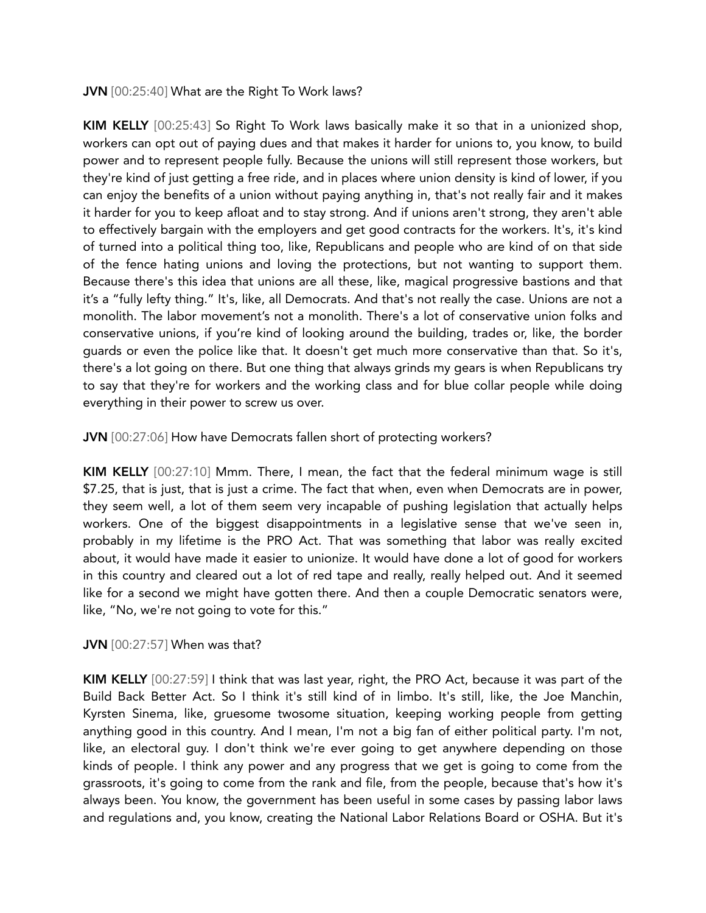**JVN** [00:25:40] What are the Right To Work laws?

**KIM KELLY** [00:25:43] So Right To Work laws basically make it so that in a unionized shop, workers can opt out of paying dues and that makes it harder for unions to, you know, to build power and to represent people fully. Because the unions will still represent those workers, but they're kind of just getting a free ride, and in places where union density is kind of lower, if you can enjoy the benefits of a union without paying anything in, that's not really fair and it makes it harder for you to keep afloat and to stay strong. And if unions aren't strong, they aren't able to effectively bargain with the employers and get good contracts for the workers. It's, it's kind of turned into a political thing too, like, Republicans and people who are kind of on that side of the fence hating unions and loving the protections, but not wanting to support them. Because there's this idea that unions are all these, like, magical progressive bastions and that it's a "fully lefty thing." It's, like, all Democrats. And that's not really the case. Unions are not a monolith. The labor movement's not a monolith. There's a lot of conservative union folks and conservative unions, if you're kind of looking around the building, trades or, like, the border guards or even the police like that. It doesn't get much more conservative than that. So it's, there's a lot going on there. But one thing that always grinds my gears is when Republicans try to say that they're for workers and the working class and for blue collar people while doing everything in their power to screw us over.

**JVN** [00:27:06] How have Democrats fallen short of protecting workers?

**KIM KELLY** [00:27:10] Mmm. There, I mean, the fact that the federal minimum wage is still $7.25, that is just, that is just a crime. The fact that when, even when Democrats are in power, they seem well, a lot of them seem very incapable of pushing legislation that actually helps workers. One of the biggest disappointments in a legislative sense that we've seen in, probably in my lifetime is the PRO Act. That was something that labor was really excited about, it would have made it easier to unionize. It would have done a lot of good for workers in this country and cleared out a lot of red tape and really, really helped out. And it seemed like for a second we might have gotten there. And then a couple Democratic senators were, like, "No, we're not going to vote for this."

**JVN** [00:27:57] When was that?

**KIM KELLY** [00:27:59] I think that was last year, right, the PRO Act, because it was part of the Build Back Better Act. So I think it's still kind of in limbo. It's still, like, the Joe Manchin, Kyrsten Sinema, like, gruesome twosome situation, keeping working people from getting anything good in this country. And I mean, I'm not a big fan of either political party. I'm not, like, an electoral guy. I don't think we're ever going to get anywhere depending on those kinds of people. I think any power and any progress that we get is going to come from the grassroots, it's going to come from the rank and file, from the people, because that's how it's always been. You know, the government has been useful in some cases by passing labor laws and regulations and, you know, creating the National Labor Relations Board or OSHA. But it's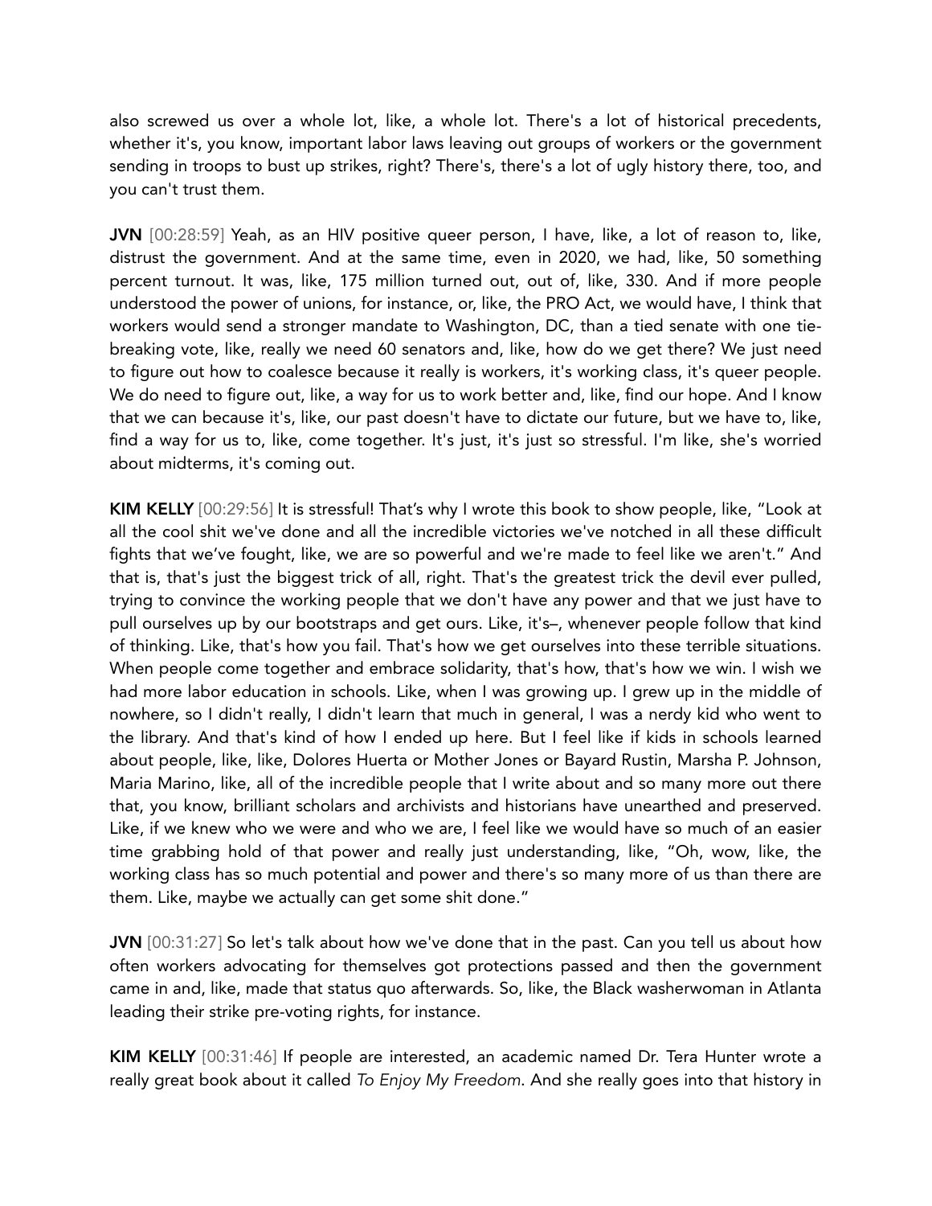also screwed us over a whole lot, like, a whole lot. There's a lot of historical precedents, whether it's, you know, important labor laws leaving out groups of workers or the government sending in troops to bust up strikes, right? There's, there's a lot of ugly history there, too, and you can't trust them.

**JVN** [00:28:59] Yeah, as an HIV positive queer person, I have, like, a lot of reason to, like, distrust the government. And at the same time, even in 2020, we had, like, 50 something percent turnout. It was, like, 175 million turned out, out of, like, 330. And if more people understood the power of unions, for instance, or, like, the PRO Act, we would have, I think that workers would send a stronger mandate to Washington, DC, than a tied senate with one tie-breaking vote, like, really we need 60 senators and, like, how do we get there? We just need to figure out how to coalesce because it really is workers, it's working class, it's queer people. We do need to figure out, like, a way for us to work better and, like, find our hope. And I know that we can because it's, like, our past doesn't have to dictate our future, but we have to, like, find a way for us to, like, come together. It's just, it's just so stressful. I'm like, she's worried about midterms, it's coming out.

**KIM KELLY** [00:29:56] It is stressful! That's why I wrote this book to show people, like, "Look at all the cool shit we've done and all the incredible victories we've notched in all these difficult fights that we've fought, like, we are so powerful and we're made to feel like we aren't." And that is, that's just the biggest trick of all, right. That's the greatest trick the devil ever pulled, trying to convince the working people that we don't have any power and that we just have to pull ourselves up by our bootstraps and get ours. Like, it's–, whenever people follow that kind of thinking. Like, that's how you fail. That's how we get ourselves into these terrible situations. When people come together and embrace solidarity, that's how, that's how we win. I wish we had more labor education in schools. Like, when I was growing up. I grew up in the middle of nowhere, so I didn't really, I didn't learn that much in general, I was a nerdy kid who went to the library. And that's kind of how I ended up here. But I feel like if kids in schools learned about people, like, like, Dolores Huerta or Mother Jones or Bayard Rustin, Marsha P. Johnson, Maria Marino, like, all of the incredible people that I write about and so many more out there that, you know, brilliant scholars and archivists and historians have unearthed and preserved. Like, if we knew who we were and who we are, I feel like we would have so much of an easier time grabbing hold of that power and really just understanding, like, "Oh, wow, like, the working class has so much potential and power and there's so many more of us than there are them. Like, maybe we actually can get some shit done."

**JVN** [00:31:27] So let's talk about how we've done that in the past. Can you tell us about how often workers advocating for themselves got protections passed and then the government came in and, like, made that status quo afterwards. So, like, the Black washerwoman in Atlanta leading their strike pre-voting rights, for instance.

**KIM KELLY** [00:31:46] If people are interested, an academic named Dr. Tera Hunter wrote a really great book about it called *To Enjoy My Freedom*. And she really goes into that history in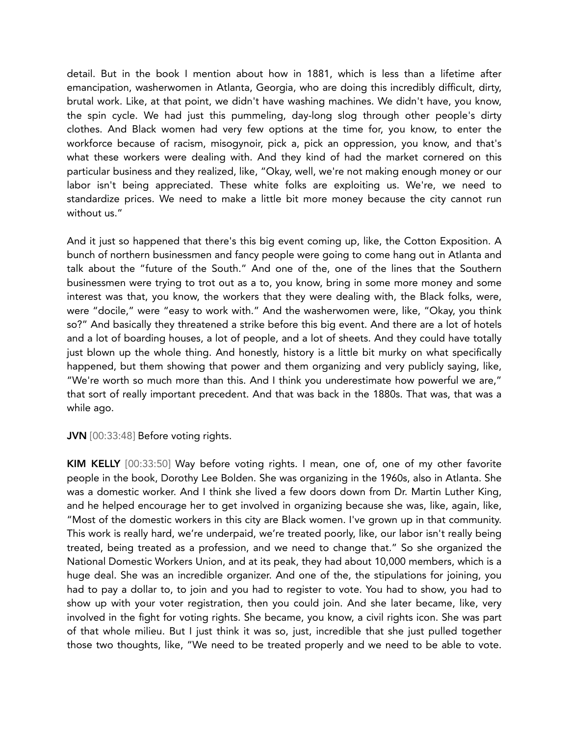detail. But in the book I mention about how in 1881, which is less than a lifetime after emancipation, washerwomen in Atlanta, Georgia, who are doing this incredibly difficult, dirty, brutal work. Like, at that point, we didn't have washing machines. We didn't have, you know, the spin cycle. We had just this pummeling, day-long slog through other people's dirty clothes. And Black women had very few options at the time for, you know, to enter the workforce because of racism, misogynoir, pick a, pick an oppression, you know, and that's what these workers were dealing with. And they kind of had the market cornered on this particular business and they realized, like, "Okay, well, we're not making enough money or our labor isn't being appreciated. These white folks are exploiting us. We're, we need to standardize prices. We need to make a little bit more money because the city cannot run without us."

And it just so happened that there's this big event coming up, like, the Cotton Exposition. A bunch of northern businessmen and fancy people were going to come hang out in Atlanta and talk about the "future of the South." And one of the, one of the lines that the Southern businessmen were trying to trot out as a to, you know, bring in some more money and some interest was that, you know, the workers that they were dealing with, the Black folks, were, were "docile," were "easy to work with." And the washerwomen were, like, "Okay, you think so?" And basically they threatened a strike before this big event. And there are a lot of hotels and a lot of boarding houses, a lot of people, and a lot of sheets. And they could have totally just blown up the whole thing. And honestly, history is a little bit murky on what specifically happened, but them showing that power and them organizing and very publicly saying, like, "We're worth so much more than this. And I think you underestimate how powerful we are," that sort of really important precedent. And that was back in the 1880s. That was, that was a while ago.

**JVN** [00:33:48] Before voting rights.

**KIM KELLY** [00:33:50] Way before voting rights. I mean, one of, one of my other favorite people in the book, Dorothy Lee Bolden. She was organizing in the 1960s, also in Atlanta. She was a domestic worker. And I think she lived a few doors down from Dr. Martin Luther King, and he helped encourage her to get involved in organizing because she was, like, again, like, "Most of the domestic workers in this city are Black women. I've grown up in that community. This work is really hard, we're underpaid, we're treated poorly, like, our labor isn't really being treated, being treated as a profession, and we need to change that." So she organized the National Domestic Workers Union, and at its peak, they had about 10,000 members, which is a huge deal. She was an incredible organizer. And one of the, the stipulations for joining, you had to pay a dollar to, to join and you had to register to vote. You had to show, you had to show up with your voter registration, then you could join. And she later became, like, very involved in the fight for voting rights. She became, you know, a civil rights icon. She was part of that whole milieu. But I just think it was so, just, incredible that she just pulled together those two thoughts, like, "We need to be treated properly and we need to be able to vote.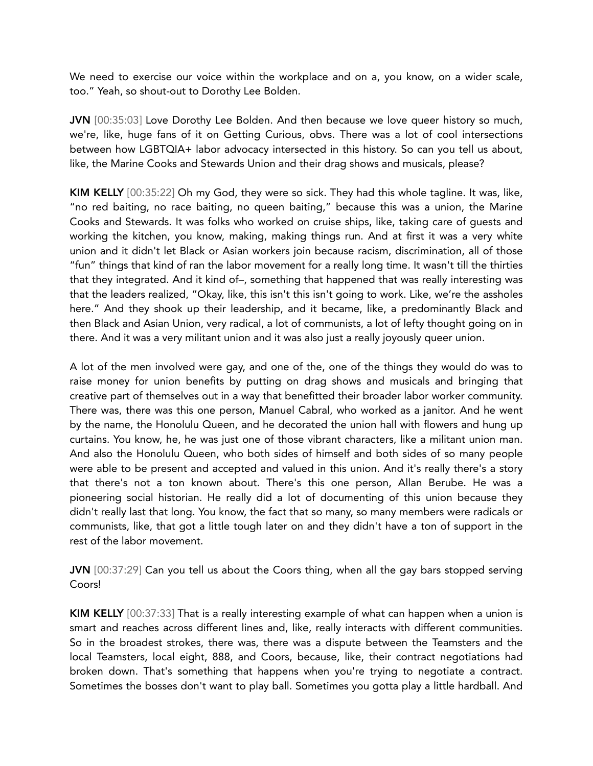We need to exercise our voice within the workplace and on a, you know, on a wider scale, too." Yeah, so shout-out to Dorothy Lee Bolden.

**JVN** [00:35:03] Love Dorothy Lee Bolden. And then because we love queer history so much, we're, like, huge fans of it on Getting Curious, obvs. There was a lot of cool intersections between how LGBTQIA+ labor advocacy intersected in this history. So can you tell us about, like, the Marine Cooks and Stewards Union and their drag shows and musicals, please?

**KIM KELLY** [00:35:22] Oh my God, they were so sick. They had this whole tagline. It was, like, "no red baiting, no race baiting, no queen baiting," because this was a union, the Marine Cooks and Stewards. It was folks who worked on cruise ships, like, taking care of guests and working the kitchen, you know, making, making things run. And at first it was a very white union and it didn't let Black or Asian workers join because racism, discrimination, all of those "fun" things that kind of ran the labor movement for a really long time. It wasn't till the thirties that they integrated. And it kind of–, something that happened that was really interesting was that the leaders realized, "Okay, like, this isn't this isn't going to work. Like, we're the assholes here." And they shook up their leadership, and it became, like, a predominantly Black and then Black and Asian Union, very radical, a lot of communists, a lot of lefty thought going on in there. And it was a very militant union and it was also just a really joyously queer union.

A lot of the men involved were gay, and one of the, one of the things they would do was to raise money for union benefits by putting on drag shows and musicals and bringing that creative part of themselves out in a way that benefitted their broader labor worker community. There was, there was this one person, Manuel Cabral, who worked as a janitor. And he went by the name, the Honolulu Queen, and he decorated the union hall with flowers and hung up curtains. You know, he, he was just one of those vibrant characters, like a militant union man. And also the Honolulu Queen, who both sides of himself and both sides of so many people were able to be present and accepted and valued in this union. And it's really there's a story that there's not a ton known about. There's this one person, Allan Berube. He was a pioneering social historian. He really did a lot of documenting of this union because they didn't really last that long. You know, the fact that so many, so many members were radicals or communists, like, that got a little tough later on and they didn't have a ton of support in the rest of the labor movement.

**JVN** [00:37:29] Can you tell us about the Coors thing, when all the gay bars stopped serving Coors!

**KIM KELLY** [00:37:33] That is a really interesting example of what can happen when a union is smart and reaches across different lines and, like, really interacts with different communities. So in the broadest strokes, there was, there was a dispute between the Teamsters and the local Teamsters, local eight, 888, and Coors, because, like, their contract negotiations had broken down. That's something that happens when you're trying to negotiate a contract. Sometimes the bosses don't want to play ball. Sometimes you gotta play a little hardball. And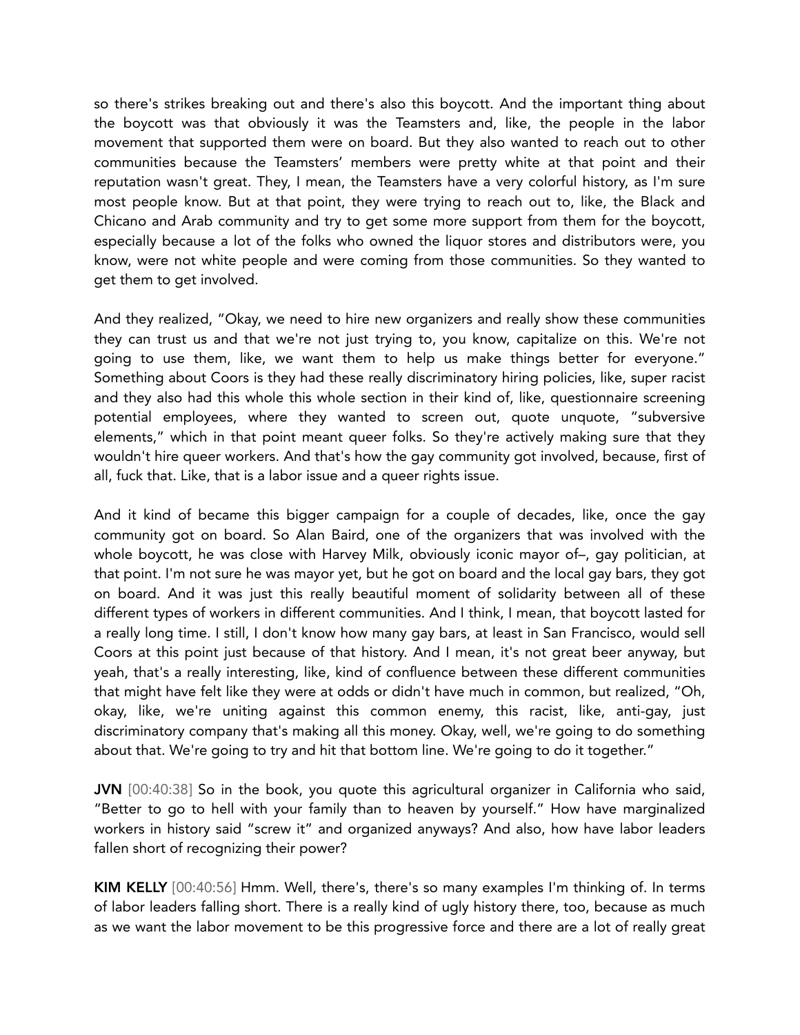so there's strikes breaking out and there's also this boycott. And the important thing about the boycott was that obviously it was the Teamsters and, like, the people in the labor movement that supported them were on board. But they also wanted to reach out to other communities because the Teamsters' members were pretty white at that point and their reputation wasn't great. They, I mean, the Teamsters have a very colorful history, as I'm sure most people know. But at that point, they were trying to reach out to, like, the Black and Chicano and Arab community and try to get some more support from them for the boycott, especially because a lot of the folks who owned the liquor stores and distributors were, you know, were not white people and were coming from those communities. So they wanted to get them to get involved.

And they realized, "Okay, we need to hire new organizers and really show these communities they can trust us and that we're not just trying to, you know, capitalize on this. We're not going to use them, like, we want them to help us make things better for everyone." Something about Coors is they had these really discriminatory hiring policies, like, super racist and they also had this whole this whole section in their kind of, like, questionnaire screening potential employees, where they wanted to screen out, quote unquote, "subversive elements," which in that point meant queer folks. So they're actively making sure that they wouldn't hire queer workers. And that's how the gay community got involved, because, first of all, fuck that. Like, that is a labor issue and a queer rights issue.

And it kind of became this bigger campaign for a couple of decades, like, once the gay community got on board. So Alan Baird, one of the organizers that was involved with the whole boycott, he was close with Harvey Milk, obviously iconic mayor of–, gay politician, at that point. I'm not sure he was mayor yet, but he got on board and the local gay bars, they got on board. And it was just this really beautiful moment of solidarity between all of these different types of workers in different communities. And I think, I mean, that boycott lasted for a really long time. I still, I don't know how many gay bars, at least in San Francisco, would sell Coors at this point just because of that history. And I mean, it's not great beer anyway, but yeah, that's a really interesting, like, kind of confluence between these different communities that might have felt like they were at odds or didn't have much in common, but realized, "Oh, okay, like, we're uniting against this common enemy, this racist, like, anti-gay, just discriminatory company that's making all this money. Okay, well, we're going to do something about that. We're going to try and hit that bottom line. We're going to do it together."

**JVN** [00:40:38] So in the book, you quote this agricultural organizer in California who said, "Better to go to hell with your family than to heaven by yourself." How have marginalized workers in history said "screw it" and organized anyways? And also, how have labor leaders fallen short of recognizing their power?

**KIM KELLY** [00:40:56] Hmm. Well, there's, there's so many examples I'm thinking of. In terms of labor leaders falling short. There is a really kind of ugly history there, too, because as much as we want the labor movement to be this progressive force and there are a lot of really great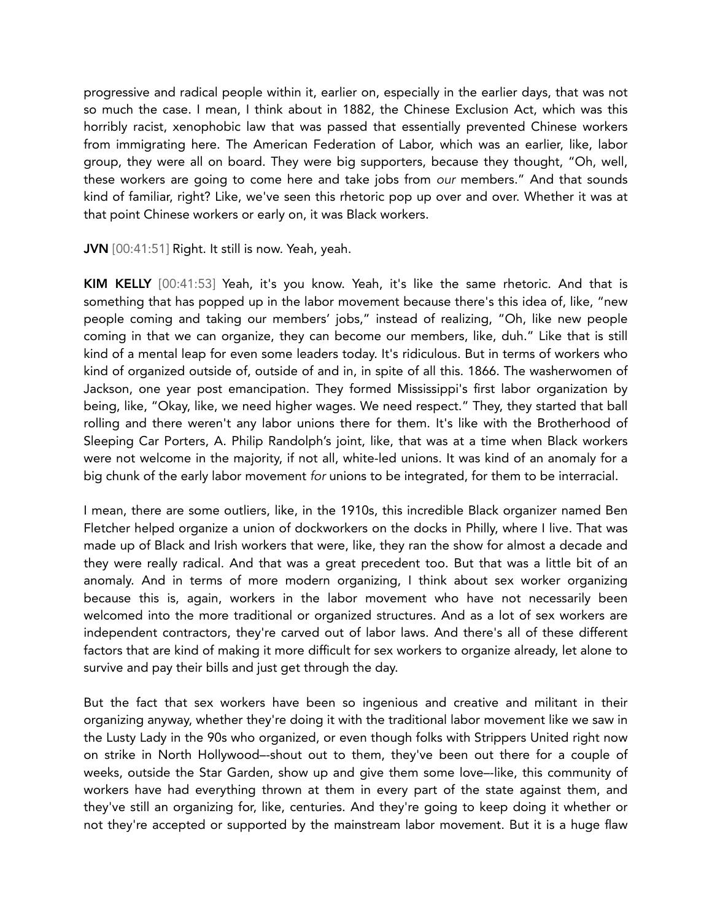progressive and radical people within it, earlier on, especially in the earlier days, that was not so much the case. I mean, I think about in 1882, the Chinese Exclusion Act, which was this horribly racist, xenophobic law that was passed that essentially prevented Chinese workers from immigrating here. The American Federation of Labor, which was an earlier, like, labor group, they were all on board. They were big supporters, because they thought, "Oh, well, these workers are going to come here and take jobs from *our* members." And that sounds kind of familiar, right? Like, we've seen this rhetoric pop up over and over. Whether it was at that point Chinese workers or early on, it was Black workers.

**JVN** [00:41:51] Right. It still is now. Yeah, yeah.

**KIM KELLY** [00:41:53] Yeah, it's you know. Yeah, it's like the same rhetoric. And that is something that has popped up in the labor movement because there's this idea of, like, "new people coming and taking our members' jobs," instead of realizing, "Oh, like new people coming in that we can organize, they can become our members, like, duh." Like that is still kind of a mental leap for even some leaders today. It's ridiculous. But in terms of workers who kind of organized outside of, outside of and in, in spite of all this. 1866. The washerwomen of Jackson, one year post emancipation. They formed Mississippi's first labor organization by being, like, "Okay, like, we need higher wages. We need respect." They, they started that ball rolling and there weren't any labor unions there for them. It's like with the Brotherhood of Sleeping Car Porters, A. Philip Randolph's joint, like, that was at a time when Black workers were not welcome in the majority, if not all, white-led unions. It was kind of an anomaly for a big chunk of the early labor movement *for* unions to be integrated, for them to be interracial.

I mean, there are some outliers, like, in the 1910s, this incredible Black organizer named Ben Fletcher helped organize a union of dockworkers on the docks in Philly, where I live. That was made up of Black and Irish workers that were, like, they ran the show for almost a decade and they were really radical. And that was a great precedent too. But that was a little bit of an anomaly. And in terms of more modern organizing, I think about sex worker organizing because this is, again, workers in the labor movement who have not necessarily been welcomed into the more traditional or organized structures. And as a lot of sex workers are independent contractors, they're carved out of labor laws. And there's all of these different factors that are kind of making it more difficult for sex workers to organize already, let alone to survive and pay their bills and just get through the day.

But the fact that sex workers have been so ingenious and creative and militant in their organizing anyway, whether they're doing it with the traditional labor movement like we saw in the Lusty Lady in the 90s who organized, or even though folks with Strippers United right now on strike in North Hollywood–-shout out to them, they've been out there for a couple of weeks, outside the Star Garden, show up and give them some love–-like, this community of workers have had everything thrown at them in every part of the state against them, and they've still an organizing for, like, centuries. And they're going to keep doing it whether or not they're accepted or supported by the mainstream labor movement. But it is a huge flaw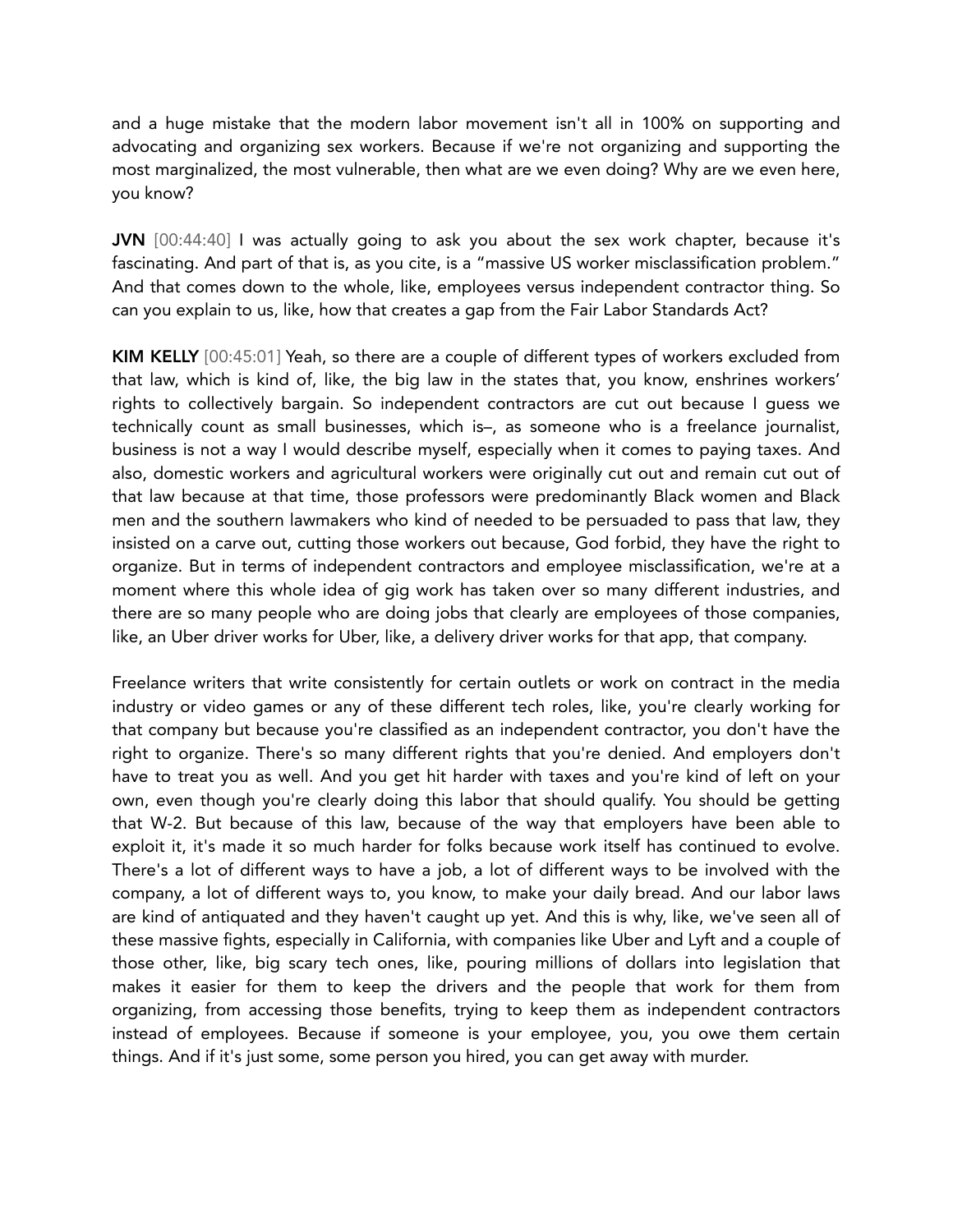and a huge mistake that the modern labor movement isn't all in 100% on supporting and advocating and organizing sex workers. Because if we're not organizing and supporting the most marginalized, the most vulnerable, then what are we even doing? Why are we even here, you know?

**JVN** [00:44:40] I was actually going to ask you about the sex work chapter, because it's fascinating. And part of that is, as you cite, is a "massive US worker misclassification problem." And that comes down to the whole, like, employees versus independent contractor thing. So can you explain to us, like, how that creates a gap from the Fair Labor Standards Act?

**KIM KELLY** [00:45:01] Yeah, so there are a couple of different types of workers excluded from that law, which is kind of, like, the big law in the states that, you know, enshrines workers' rights to collectively bargain. So independent contractors are cut out because I guess we technically count as small businesses, which is–, as someone who is a freelance journalist, business is not a way I would describe myself, especially when it comes to paying taxes. And also, domestic workers and agricultural workers were originally cut out and remain cut out of that law because at that time, those professors were predominantly Black women and Black men and the southern lawmakers who kind of needed to be persuaded to pass that law, they insisted on a carve out, cutting those workers out because, God forbid, they have the right to organize. But in terms of independent contractors and employee misclassification, we're at a moment where this whole idea of gig work has taken over so many different industries, and there are so many people who are doing jobs that clearly are employees of those companies, like, an Uber driver works for Uber, like, a delivery driver works for that app, that company.

Freelance writers that write consistently for certain outlets or work on contract in the media industry or video games or any of these different tech roles, like, you're clearly working for that company but because you're classified as an independent contractor, you don't have the right to organize. There's so many different rights that you're denied. And employers don't have to treat you as well. And you get hit harder with taxes and you're kind of left on your own, even though you're clearly doing this labor that should qualify. You should be getting that W-2. But because of this law, because of the way that employers have been able to exploit it, it's made it so much harder for folks because work itself has continued to evolve. There's a lot of different ways to have a job, a lot of different ways to be involved with the company, a lot of different ways to, you know, to make your daily bread. And our labor laws are kind of antiquated and they haven't caught up yet. And this is why, like, we've seen all of these massive fights, especially in California, with companies like Uber and Lyft and a couple of those other, like, big scary tech ones, like, pouring millions of dollars into legislation that makes it easier for them to keep the drivers and the people that work for them from organizing, from accessing those benefits, trying to keep them as independent contractors instead of employees. Because if someone is your employee, you, you owe them certain things. And if it's just some, some person you hired, you can get away with murder.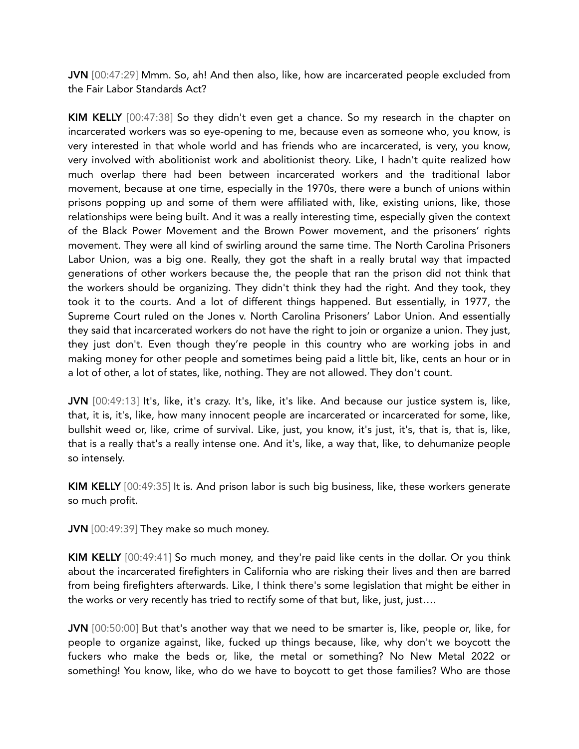**JVN** [00:47:29] Mmm. So, ah! And then also, like, how are incarcerated people excluded from the Fair Labor Standards Act?

**KIM KELLY** [00:47:38] So they didn't even get a chance. So my research in the chapter on incarcerated workers was so eye-opening to me, because even as someone who, you know, is very interested in that whole world and has friends who are incarcerated, is very, you know, very involved with abolitionist work and abolitionist theory. Like, I hadn't quite realized how much overlap there had been between incarcerated workers and the traditional labor movement, because at one time, especially in the 1970s, there were a bunch of unions within prisons popping up and some of them were affiliated with, like, existing unions, like, those relationships were being built. And it was a really interesting time, especially given the context of the Black Power Movement and the Brown Power movement, and the prisoners' rights movement. They were all kind of swirling around the same time. The North Carolina Prisoners Labor Union, was a big one. Really, they got the shaft in a really brutal way that impacted generations of other workers because the, the people that ran the prison did not think that the workers should be organizing. They didn't think they had the right. And they took, they took it to the courts. And a lot of different things happened. But essentially, in 1977, the Supreme Court ruled on the Jones v. North Carolina Prisoners' Labor Union. And essentially they said that incarcerated workers do not have the right to join or organize a union. They just, they just don't. Even though they're people in this country who are working jobs in and making money for other people and sometimes being paid a little bit, like, cents an hour or in a lot of other, a lot of states, like, nothing. They are not allowed. They don't count.

**JVN** [00:49:13] It's, like, it's crazy. It's, like, it's like. And because our justice system is, like, that, it is, it's, like, how many innocent people are incarcerated or incarcerated for some, like, bullshit weed or, like, crime of survival. Like, just, you know, it's just, it's, that is, that is, like, that is a really that's a really intense one. And it's, like, a way that, like, to dehumanize people so intensely.

**KIM KELLY** [00:49:35] It is. And prison labor is such big business, like, these workers generate so much profit.

**JVN** [00:49:39] They make so much money.

**KIM KELLY** [00:49:41] So much money, and they're paid like cents in the dollar. Or you think about the incarcerated firefighters in California who are risking their lives and then are barred from being firefighters afterwards. Like, I think there's some legislation that might be either in the works or very recently has tried to rectify some of that but, like, just, just….

**JVN** [00:50:00] But that's another way that we need to be smarter is, like, people or, like, for people to organize against, like, fucked up things because, like, why don't we boycott the fuckers who make the beds or, like, the metal or something? No New Metal 2022 or something! You know, like, who do we have to boycott to get those families? Who are those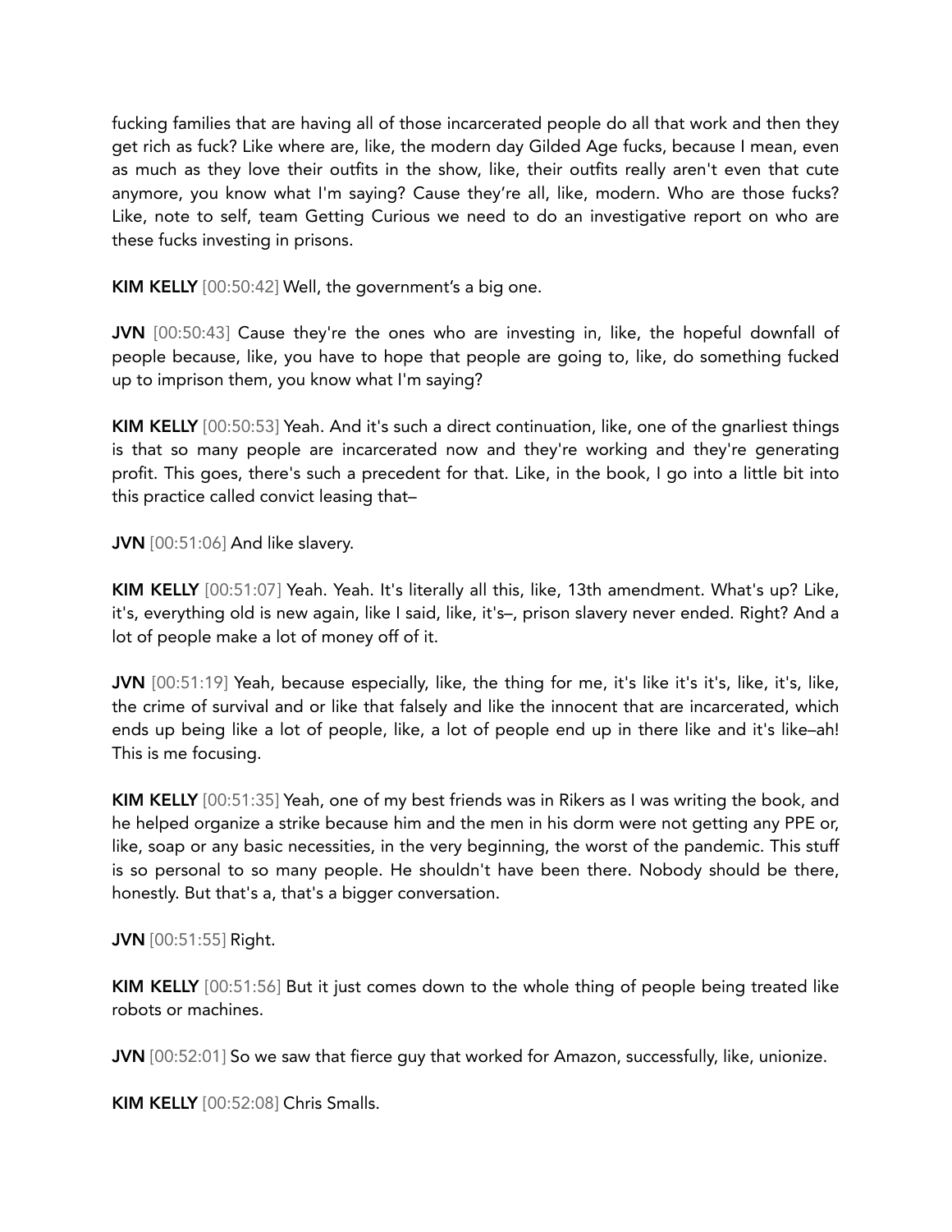fucking families that are having all of those incarcerated people do all that work and then they get rich as fuck? Like where are, like, the modern day Gilded Age fucks, because I mean, even as much as they love their outfits in the show, like, their outfits really aren't even that cute anymore, you know what I'm saying? Cause they're all, like, modern. Who are those fucks? Like, note to self, team Getting Curious we need to do an investigative report on who are these fucks investing in prisons.

**KIM KELLY** [00:50:42] Well, the government's a big one.

**JVN** [00:50:43] Cause they're the ones who are investing in, like, the hopeful downfall of people because, like, you have to hope that people are going to, like, do something fucked up to imprison them, you know what I'm saying?

**KIM KELLY** [00:50:53] Yeah. And it's such a direct continuation, like, one of the gnarliest things is that so many people are incarcerated now and they're working and they're generating profit. This goes, there's such a precedent for that. Like, in the book, I go into a little bit into this practice called convict leasing that–

**JVN** [00:51:06] And like slavery.

**KIM KELLY** [00:51:07] Yeah. Yeah. It's literally all this, like, 13th amendment. What's up? Like, it's, everything old is new again, like I said, like, it's–, prison slavery never ended. Right? And a lot of people make a lot of money off of it.

**JVN** [00:51:19] Yeah, because especially, like, the thing for me, it's like it's it's, like, it's, like, the crime of survival and or like that falsely and like the innocent that are incarcerated, which ends up being like a lot of people, like, a lot of people end up in there like and it's like–ah! This is me focusing.

**KIM KELLY** [00:51:35] Yeah, one of my best friends was in Rikers as I was writing the book, and he helped organize a strike because him and the men in his dorm were not getting any PPE or, like, soap or any basic necessities, in the very beginning, the worst of the pandemic. This stuff is so personal to so many people. He shouldn't have been there. Nobody should be there, honestly. But that's a, that's a bigger conversation.

**JVN** [00:51:55] Right.

**KIM KELLY** [00:51:56] But it just comes down to the whole thing of people being treated like robots or machines.

**JVN** [00:52:01] So we saw that fierce guy that worked for Amazon, successfully, like, unionize.

**KIM KELLY** [00:52:08] Chris Smalls.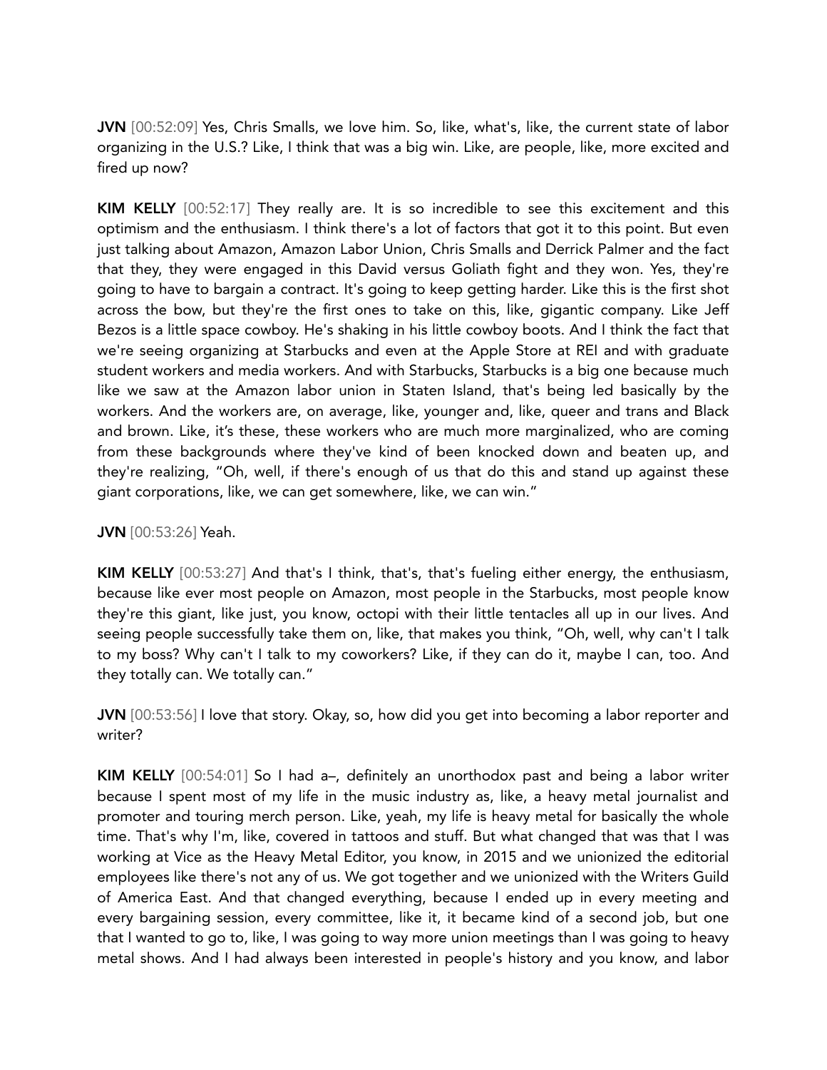**JVN** [00:52:09] Yes, Chris Smalls, we love him. So, like, what's, like, the current state of labor organizing in the U.S.? Like, I think that was a big win. Like, are people, like, more excited and fired up now?

**KIM KELLY** [00:52:17] They really are. It is so incredible to see this excitement and this optimism and the enthusiasm. I think there's a lot of factors that got it to this point. But even just talking about Amazon, Amazon Labor Union, Chris Smalls and Derrick Palmer and the fact that they, they were engaged in this David versus Goliath fight and they won. Yes, they're going to have to bargain a contract. It's going to keep getting harder. Like this is the first shot across the bow, but they're the first ones to take on this, like, gigantic company. Like Jeff Bezos is a little space cowboy. He's shaking in his little cowboy boots. And I think the fact that we're seeing organizing at Starbucks and even at the Apple Store at REI and with graduate student workers and media workers. And with Starbucks, Starbucks is a big one because much like we saw at the Amazon labor union in Staten Island, that's being led basically by the workers. And the workers are, on average, like, younger and, like, queer and trans and Black and brown. Like, it's these, these workers who are much more marginalized, who are coming from these backgrounds where they've kind of been knocked down and beaten up, and they're realizing, "Oh, well, if there's enough of us that do this and stand up against these giant corporations, like, we can get somewhere, like, we can win."

**JVN** [00:53:26] Yeah.

**KIM KELLY** [00:53:27] And that's I think, that's, that's fueling either energy, the enthusiasm, because like ever most people on Amazon, most people in the Starbucks, most people know they're this giant, like just, you know, octopi with their little tentacles all up in our lives. And seeing people successfully take them on, like, that makes you think, "Oh, well, why can't I talk to my boss? Why can't I talk to my coworkers? Like, if they can do it, maybe I can, too. And they totally can. We totally can."

**JVN** [00:53:56] I love that story. Okay, so, how did you get into becoming a labor reporter and writer?

**KIM KELLY** [00:54:01] So I had a–, definitely an unorthodox past and being a labor writer because I spent most of my life in the music industry as, like, a heavy metal journalist and promoter and touring merch person. Like, yeah, my life is heavy metal for basically the whole time. That's why I'm, like, covered in tattoos and stuff. But what changed that was that I was working at Vice as the Heavy Metal Editor, you know, in 2015 and we unionized the editorial employees like there's not any of us. We got together and we unionized with the Writers Guild of America East. And that changed everything, because I ended up in every meeting and every bargaining session, every committee, like it, it became kind of a second job, but one that I wanted to go to, like, I was going to way more union meetings than I was going to heavy metal shows. And I had always been interested in people's history and you know, and labor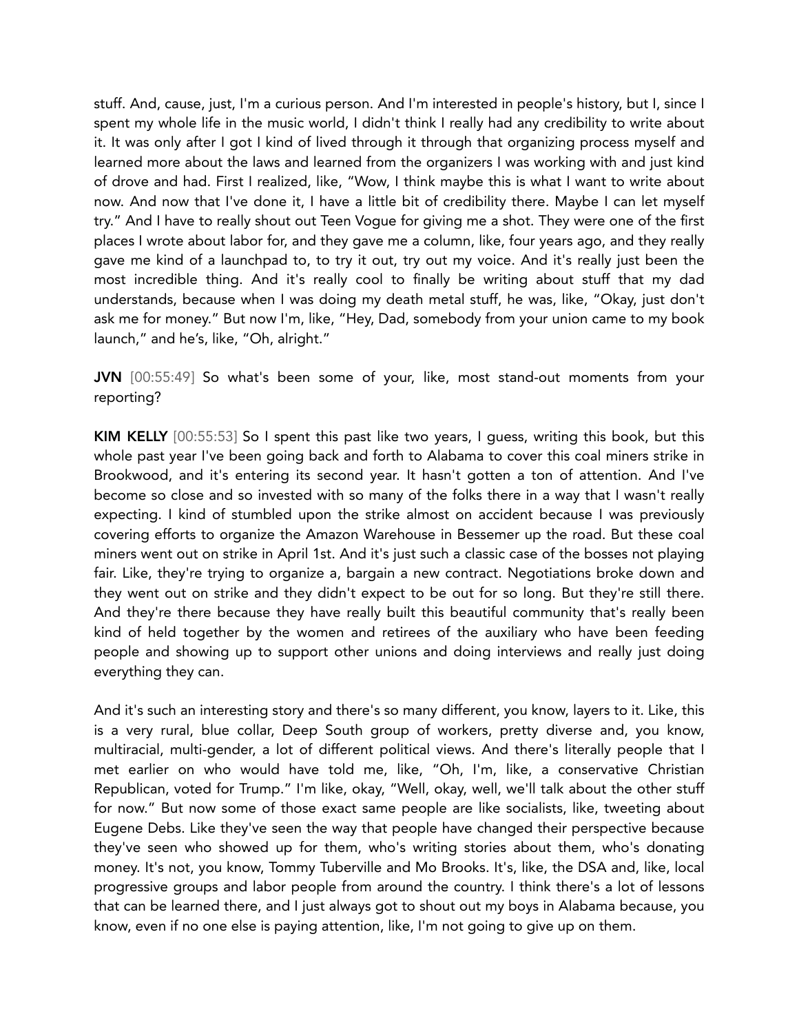stuff. And, cause, just, I'm a curious person. And I'm interested in people's history, but I, since I spent my whole life in the music world, I didn't think I really had any credibility to write about it. It was only after I got I kind of lived through it through that organizing process myself and learned more about the laws and learned from the organizers I was working with and just kind of drove and had. First I realized, like, "Wow, I think maybe this is what I want to write about now. And now that I've done it, I have a little bit of credibility there. Maybe I can let myself try." And I have to really shout out Teen Vogue for giving me a shot. They were one of the first places I wrote about labor for, and they gave me a column, like, four years ago, and they really gave me kind of a launchpad to, to try it out, try out my voice. And it's really just been the most incredible thing. And it's really cool to finally be writing about stuff that my dad understands, because when I was doing my death metal stuff, he was, like, "Okay, just don't ask me for money." But now I'm, like, "Hey, Dad, somebody from your union came to my book launch," and he's, like, "Oh, alright."

**JVN** [00:55:49] So what's been some of your, like, most stand-out moments from your reporting?

**KIM KELLY** [00:55:53] So I spent this past like two years, I guess, writing this book, but this whole past year I've been going back and forth to Alabama to cover this coal miners strike in Brookwood, and it's entering its second year. It hasn't gotten a ton of attention. And I've become so close and so invested with so many of the folks there in a way that I wasn't really expecting. I kind of stumbled upon the strike almost on accident because I was previously covering efforts to organize the Amazon Warehouse in Bessemer up the road. But these coal miners went out on strike in April 1st. And it's just such a classic case of the bosses not playing fair. Like, they're trying to organize a, bargain a new contract. Negotiations broke down and they went out on strike and they didn't expect to be out for so long. But they're still there. And they're there because they have really built this beautiful community that's really been kind of held together by the women and retirees of the auxiliary who have been feeding people and showing up to support other unions and doing interviews and really just doing everything they can.

And it's such an interesting story and there's so many different, you know, layers to it. Like, this is a very rural, blue collar, Deep South group of workers, pretty diverse and, you know, multiracial, multi-gender, a lot of different political views. And there's literally people that I met earlier on who would have told me, like, "Oh, I'm, like, a conservative Christian Republican, voted for Trump." I'm like, okay, "Well, okay, well, we'll talk about the other stuff for now." But now some of those exact same people are like socialists, like, tweeting about Eugene Debs. Like they've seen the way that people have changed their perspective because they've seen who showed up for them, who's writing stories about them, who's donating money. It's not, you know, Tommy Tuberville and Mo Brooks. It's, like, the DSA and, like, local progressive groups and labor people from around the country. I think there's a lot of lessons that can be learned there, and I just always got to shout out my boys in Alabama because, you know, even if no one else is paying attention, like, I'm not going to give up on them.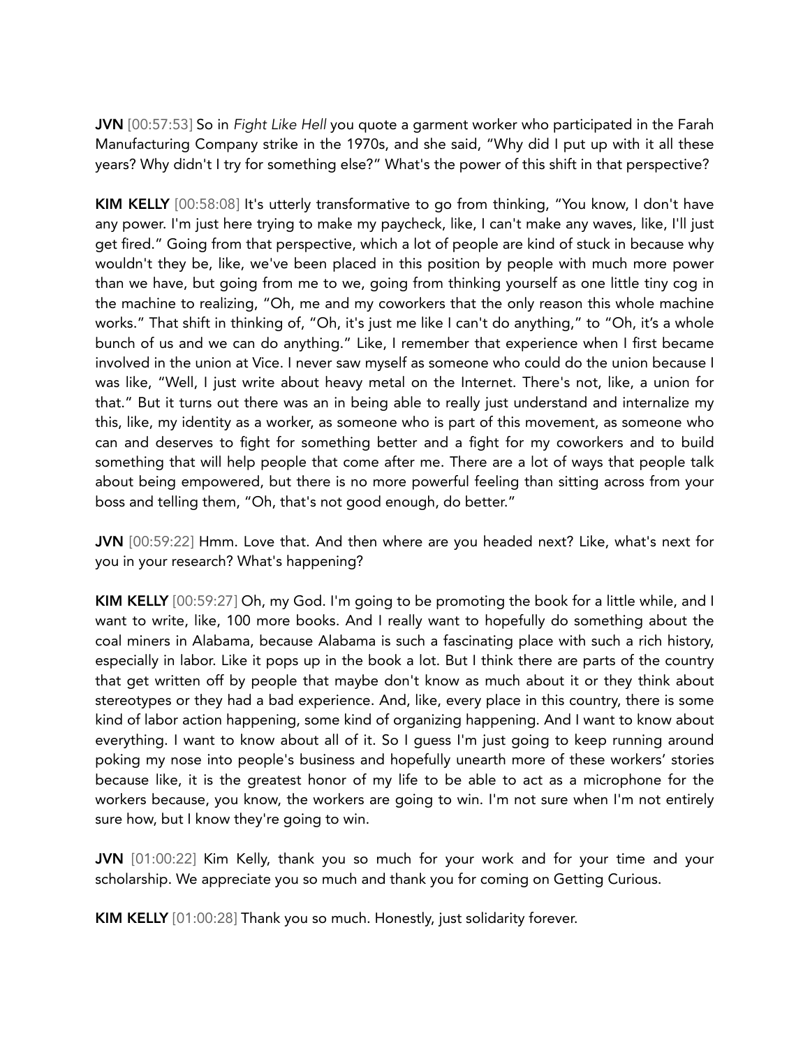**JVN** [00:57:53] So in *Fight Like Hell* you quote a garment worker who participated in the Farah Manufacturing Company strike in the 1970s, and she said, "Why did I put up with it all these years? Why didn't I try for something else?" What's the power of this shift in that perspective?

**KIM KELLY** [00:58:08] It's utterly transformative to go from thinking, "You know, I don't have any power. I'm just here trying to make my paycheck, like, I can't make any waves, like, I'll just get fired." Going from that perspective, which a lot of people are kind of stuck in because why wouldn't they be, like, we've been placed in this position by people with much more power than we have, but going from me to we, going from thinking yourself as one little tiny cog in the machine to realizing, "Oh, me and my coworkers that the only reason this whole machine works." That shift in thinking of, "Oh, it's just me like I can't do anything," to "Oh, it's a whole bunch of us and we can do anything." Like, I remember that experience when I first became involved in the union at Vice. I never saw myself as someone who could do the union because I was like, "Well, I just write about heavy metal on the Internet. There's not, like, a union for that." But it turns out there was an in being able to really just understand and internalize my this, like, my identity as a worker, as someone who is part of this movement, as someone who can and deserves to fight for something better and a fight for my coworkers and to build something that will help people that come after me. There are a lot of ways that people talk about being empowered, but there is no more powerful feeling than sitting across from your boss and telling them, "Oh, that's not good enough, do better."

**JVN** [00:59:22] Hmm. Love that. And then where are you headed next? Like, what's next for you in your research? What's happening?

**KIM KELLY** [00:59:27] Oh, my God. I'm going to be promoting the book for a little while, and I want to write, like, 100 more books. And I really want to hopefully do something about the coal miners in Alabama, because Alabama is such a fascinating place with such a rich history, especially in labor. Like it pops up in the book a lot. But I think there are parts of the country that get written off by people that maybe don't know as much about it or they think about stereotypes or they had a bad experience. And, like, every place in this country, there is some kind of labor action happening, some kind of organizing happening. And I want to know about everything. I want to know about all of it. So I guess I'm just going to keep running around poking my nose into people's business and hopefully unearth more of these workers' stories because like, it is the greatest honor of my life to be able to act as a microphone for the workers because, you know, the workers are going to win. I'm not sure when I'm not entirely sure how, but I know they're going to win.

**JVN** [01:00:22] Kim Kelly, thank you so much for your work and for your time and your scholarship. We appreciate you so much and thank you for coming on Getting Curious.

**KIM KELLY** [01:00:28] Thank you so much. Honestly, just solidarity forever.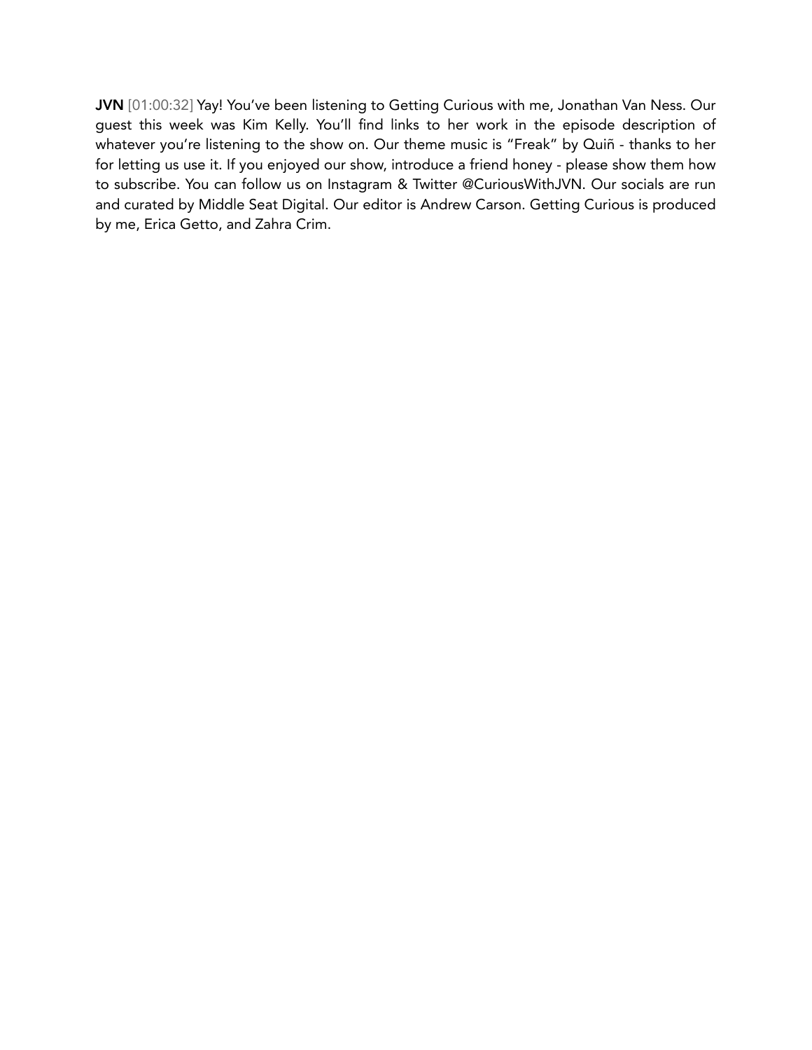**JVN** [01:00:32] Yay! You've been listening to Getting Curious with me, Jonathan Van Ness. Our guest this week was Kim Kelly. You'll find links to her work in the episode description of whatever you're listening to the show on. Our theme music is "Freak" by Quiñ - thanks to her for letting us use it. If you enjoyed our show, introduce a friend honey - please show them how to subscribe. You can follow us on Instagram & Twitter @CuriousWithJVN. Our socials are run and curated by Middle Seat Digital. Our editor is Andrew Carson. Getting Curious is produced by me, Erica Getto, and Zahra Crim.